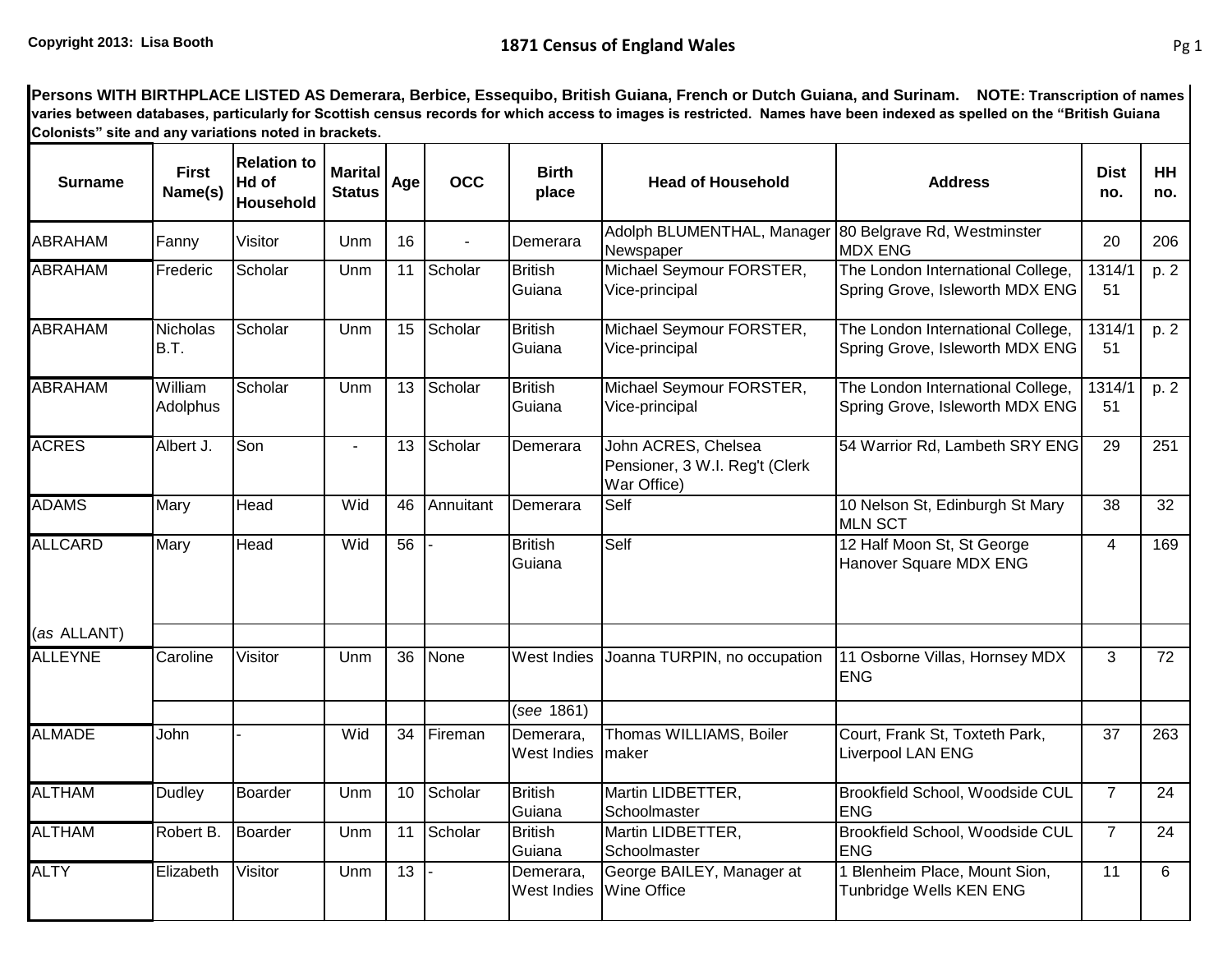# 1871 Census of England Wales

Copyright 2013: Lisa Booth

**Persons WITH BIRTHPLACE LISTED AS Demerara, Berbice, Essequibo, British Guiana, French or Dutch Guiana, and Surinam. NOTE: Transcription of names varies between databases, particularly for Scottish census records for which access to images is restricted. Names have been indexed as spelled on the "British Guiana Colonists" site and any variations noted in brackets.**

| Surname | First Name(s) | Relation to Hd of Household | Marital Status | Age | OCC | Birth place | Head of Household | Address | Dist no. | HH no. |
|---|---|---|---|---|---|---|---|---|---|---|
| ABRAHAM | Fanny | Visitor | Unm | 16 | - | Demerara | Adolph BLUMENTHAL, Manager Newspaper | 80 Belgrave Rd, Westminster MDX ENG | 20 | 206 |
| ABRAHAM | Frederic | Scholar | Unm | 11 | Scholar | British Guiana | Michael Seymour FORSTER, Vice-principal | The London International College, Spring Grove, Isleworth MDX ENG | 1314/151 | p. 2 |
| ABRAHAM | Nicholas B.T. | Scholar | Unm | 15 | Scholar | British Guiana | Michael Seymour FORSTER, Vice-principal | The London International College, Spring Grove, Isleworth MDX ENG | 1314/151 | p. 2 |
| ABRAHAM | William Adolphus | Scholar | Unm | 13 | Scholar | British Guiana | Michael Seymour FORSTER, Vice-principal | The London International College, Spring Grove, Isleworth MDX ENG | 1314/151 | p. 2 |
| ACRES | Albert J. | Son | - | 13 | Scholar | Demerara | John ACRES, Chelsea Pensioner, 3 W.I. Reg't (Clerk War Office) | 54 Warrior Rd, Lambeth SRY ENG | 29 | 251 |
| ADAMS | Mary | Head | Wid | 46 | Annuitant | Demerara | Self | 10 Nelson St, Edinburgh St Mary MLN SCT | 38 | 32 |
| ALLCARD | Mary | Head | Wid | 56 | - | British Guiana | Self | 12 Half Moon St, St George Hanover Square MDX ENG | 4 | 169 |
| (*as* ALLANT) | | | | | | | | | | |
| ALLEYNE | Caroline | Visitor | Unm | 36 | None | West Indies | Joanna TURPIN, no occupation | 11 Osborne Villas, Hornsey MDX ENG | 3 | 72 |
| | | | | | | (*see* 1861) | | | | |
| ALMADE | John | - | Wid | 34 | Fireman | Demerara, West Indies | Thomas WILLIAMS, Boiler maker | Court, Frank St, Toxteth Park, Liverpool LAN ENG | 37 | 263 |
| ALTHAM | Dudley | Boarder | Unm | 10 | Scholar | British Guiana | Martin LIDBETTER, Schoolmaster | Brookfield School, Woodside CUL ENG | 7 | 24 |
| ALTHAM | Robert B. | Boarder | Unm | 11 | Scholar | British Guiana | Martin LIDBETTER, Schoolmaster | Brookfield School, Woodside CUL ENG | 7 | 24 |
| ALTY | Elizabeth | Visitor | Unm | 13 | - | Demerara, West Indies | George BAILEY, Manager at Wine Office | 1 Blenheim Place, Mount Sion, Tunbridge Wells KEN ENG | 11 | 6 |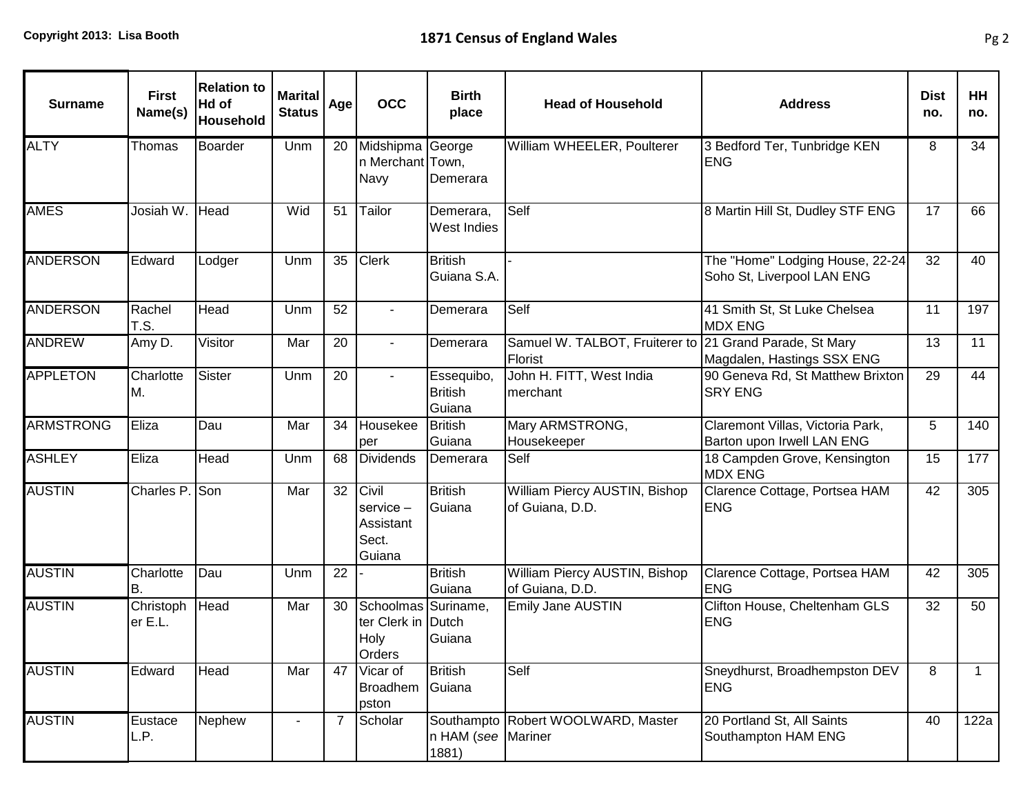| Surname | First Name(s) | Relation to Hd of Household | Marital Status | Age | OCC | Birth place | Head of Household | Address | Dist no. | HH no. |
|---|---|---|---|---|---|---|---|---|---|---|
| ALTY | Thomas | Boarder | Unm | 20 | Midshipman Merchant Navy | George Town, Demerara | William WHEELER, Poulterer | 3 Bedford Ter, Tunbridge KEN ENG | 8 | 34 |
| AMES | Josiah W. | Head | Wid | 51 | Tailor | Demerara, West Indies | Self | 8 Martin Hill St, Dudley STF ENG | 17 | 66 |
| ANDERSON | Edward | Lodger | Unm | 35 | Clerk | British Guiana S.A. | - | The "Home" Lodging House, 22-24 Soho St, Liverpool LAN ENG | 32 | 40 |
| ANDERSON | Rachel T.S. | Head | Unm | 52 | - | Demerara | Self | 41 Smith St, St Luke Chelsea MDX ENG | 11 | 197 |
| ANDREW | Amy D. | Visitor | Mar | 20 | - | Demerara | Samuel W. TALBOT, Fruiterer to Florist | 21 Grand Parade, St Mary Magdalen, Hastings SSX ENG | 13 | 11 |
| APPLETON | Charlotte M. | Sister | Unm | 20 | - | Essequibo, British Guiana | John H. FITT, West India merchant | 90 Geneva Rd, St Matthew Brixton SRY ENG | 29 | 44 |
| ARMSTRONG | Eliza | Dau | Mar | 34 | Housekeeper | British Guiana | Mary ARMSTRONG, Housekeeper | Claremont Villas, Victoria Park, Barton upon Irwell LAN ENG | 5 | 140 |
| ASHLEY | Eliza | Head | Unm | 68 | Dividends | Demerara | Self | 18 Campden Grove, Kensington MDX ENG | 15 | 177 |
| AUSTIN | Charles P. | Son | Mar | 32 | Civil service – Assistant Sect. Guiana | British Guiana | William Piercy AUSTIN, Bishop of Guiana, D.D. | Clarence Cottage, Portsea HAM ENG | 42 | 305 |
| AUSTIN | Charlotte B. | Dau | Unm | 22 | - | British Guiana | William Piercy AUSTIN, Bishop of Guiana, D.D. | Clarence Cottage, Portsea HAM ENG | 42 | 305 |
| AUSTIN | Christopher E.L. | Head | Mar | 30 | Schoolmaster Clerk in Holy Orders | Suriname, Dutch Guiana | Emily Jane AUSTIN | Clifton House, Cheltenham GLS ENG | 32 | 50 |
| AUSTIN | Edward | Head | Mar | 47 | Vicar of Broadhempston | British Guiana | Self | Sneydhurst, Broadhempston DEV ENG | 8 | 1 |
| AUSTIN | Eustace L.P. | Nephew | - | 7 | Scholar | Southampton HAM (*see* 1881) | Robert WOOLWARD, Master Mariner | 20 Portland St, All Saints Southampton HAM ENG | 40 | 122a |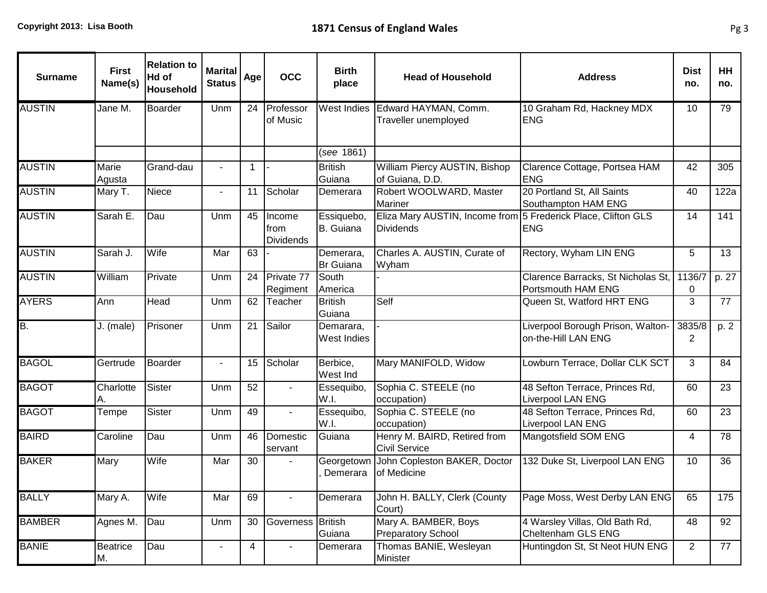# 1871 Census of England Wales

| Surname | First Name(s) | Relation to Hd of Household | Marital Status | Age | OCC | Birth place | Head of Household | Address | Dist no. | HH no. |
|---|---|---|---|---|---|---|---|---|---|---|
| AUSTIN | Jane M. | Boarder | Unm | 24 | Professor of Music | West Indies | Edward HAYMAN, Comm. Traveller unemployed | 10 Graham Rd, Hackney MDX ENG | 10 | 79 |
| | | | | | | (*see* 1861) | | | | |
| AUSTIN | Marie Agusta | Grand-dau | - | 1 | - | British Guiana | William Piercy AUSTIN, Bishop of Guiana, D.D. | Clarence Cottage, Portsea HAM ENG | 42 | 305 |
| AUSTIN | Mary T. | Niece | - | 11 | Scholar | Demerara | Robert WOOLWARD, Master Mariner | 20 Portland St, All Saints Southampton HAM ENG | 40 | 122a |
| AUSTIN | Sarah E. | Dau | Unm | 45 | Income from Dividends | Essiquebo, B. Guiana | Eliza Mary AUSTIN, Income from Dividends | 5 Frederick Place, Clifton GLS ENG | 14 | 141 |
| AUSTIN | Sarah J. | Wife | Mar | 63 | - | Demerara, Br Guiana | Charles A. AUSTIN, Curate of Wyham | Rectory, Wyham LIN ENG | 5 | 13 |
| AUSTIN | William | Private | Unm | 24 | Private 77 Regiment | South America | - | Clarence Barracks, St Nicholas St, Portsmouth HAM ENG | 1136/70 | p. 27 |
| AYERS | Ann | Head | Unm | 62 | Teacher | British Guiana | Self | Queen St, Watford HRT ENG | 3 | 77 |
| B. | J. (male) | Prisoner | Unm | 21 | Sailor | Demarara, West Indies | - | Liverpool Borough Prison, Walton-on-the-Hill LAN ENG | 3835/82 | p. 2 |
| BAGOL | Gertrude | Boarder | - | 15 | Scholar | Berbice, West Ind | Mary MANIFOLD, Widow | Lowburn Terrace, Dollar CLK SCT | 3 | 84 |
| BAGOT | Charlotte A. | Sister | Unm | 52 | - | Essequibo, W.I. | Sophia C. STEELE (no occupation) | 48 Sefton Terrace, Princes Rd, Liverpool LAN ENG | 60 | 23 |
| BAGOT | Tempe | Sister | Unm | 49 | - | Essequibo, W.I. | Sophia C. STEELE (no occupation) | 48 Sefton Terrace, Princes Rd, Liverpool LAN ENG | 60 | 23 |
| BAIRD | Caroline | Dau | Unm | 46 | Domestic servant | Guiana | Henry M. BAIRD, Retired from Civil Service | Mangotsfield SOM ENG | 4 | 78 |
| BAKER | Mary | Wife | Mar | 30 | - | Georgetown, Demerara | John Copleston BAKER, Doctor of Medicine | 132 Duke St, Liverpool LAN ENG | 10 | 36 |
| BALLY | Mary A. | Wife | Mar | 69 | - | Demerara | John H. BALLY, Clerk (County Court) | Page Moss, West Derby LAN ENG | 65 | 175 |
| BAMBER | Agnes M. | Dau | Unm | 30 | Governess | British Guiana | Mary A. BAMBER, Boys Preparatory School | 4 Warsley Villas, Old Bath Rd, Cheltenham GLS ENG | 48 | 92 |
| BANIE | Beatrice M. | Dau | - | 4 | - | Demerara | Thomas BANIE, Wesleyan Minister | Huntingdon St, St Neot HUN ENG | 2 | 77 |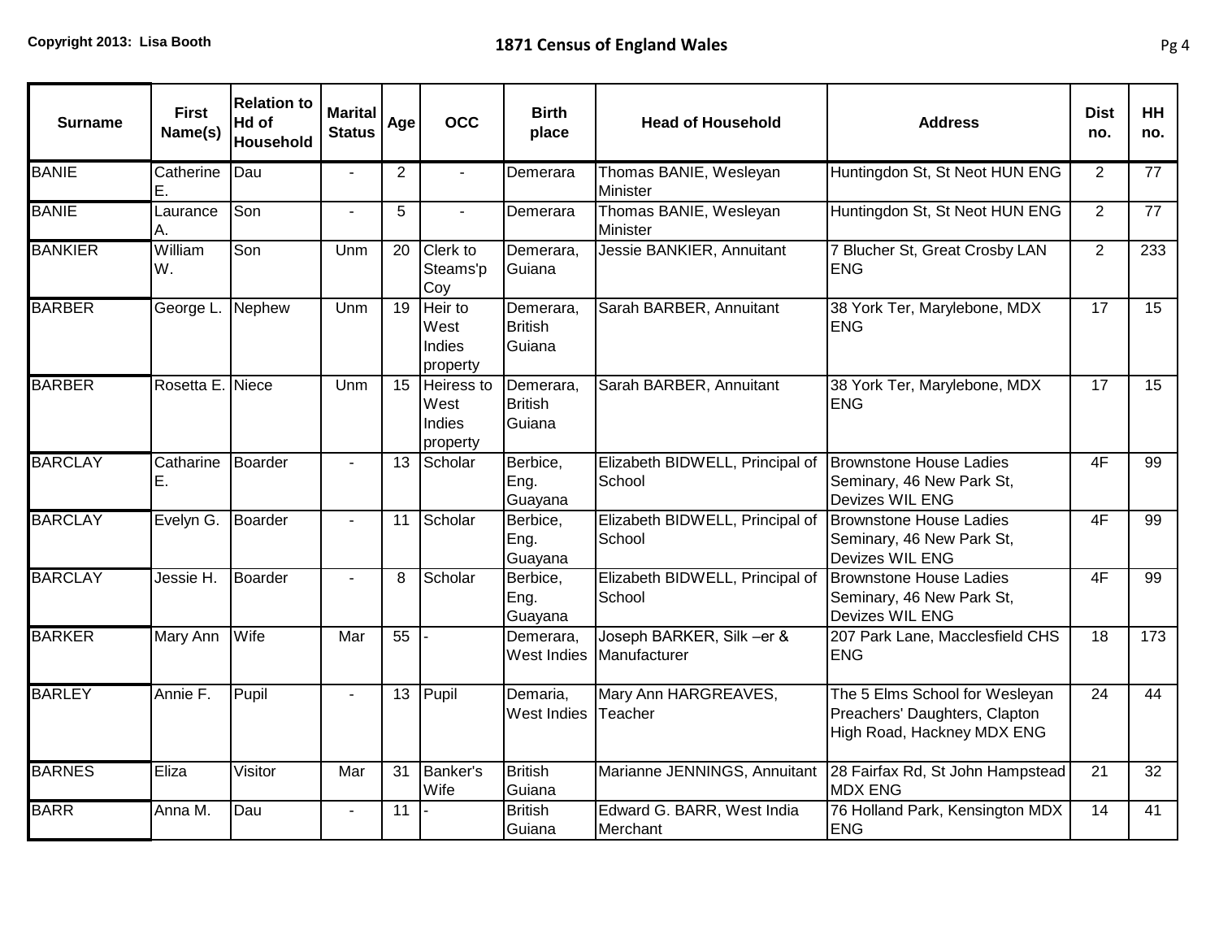| Surname | First Name(s) | Relation to Hd of Household | Marital Status | Age | OCC | Birth place | Head of Household | Address | Dist no. | HH no. |
|---|---|---|---|---|---|---|---|---|---|---|
| BANIE | Catherine E. | Dau | - | 2 | - | Demerara | Thomas BANIE, Wesleyan Minister | Huntingdon St, St Neot HUN ENG | 2 | 77 |
| BANIE | Laurance A. | Son | - | 5 | - | Demerara | Thomas BANIE, Wesleyan Minister | Huntingdon St, St Neot HUN ENG | 2 | 77 |
| BANKIER | William W. | Son | Unm | 20 | Clerk to Steams'p Coy | Demerara, Guiana | Jessie BANKIER, Annuitant | 7 Blucher St, Great Crosby LAN ENG | 2 | 233 |
| BARBER | George L. | Nephew | Unm | 19 | Heir to West Indies property | Demerara, British Guiana | Sarah BARBER, Annuitant | 38 York Ter, Marylebone, MDX ENG | 17 | 15 |
| BARBER | Rosetta E. | Niece | Unm | 15 | Heiress to West Indies property | Demerara, British Guiana | Sarah BARBER, Annuitant | 38 York Ter, Marylebone, MDX ENG | 17 | 15 |
| BARCLAY | Catharine E. | Boarder | - | 13 | Scholar | Berbice, Eng. Guayana | Elizabeth BIDWELL, Principal of School | Brownstone House Ladies Seminary, 46 New Park St, Devizes WIL ENG | 4F | 99 |
| BARCLAY | Evelyn G. | Boarder | - | 11 | Scholar | Berbice, Eng. Guayana | Elizabeth BIDWELL, Principal of School | Brownstone House Ladies Seminary, 46 New Park St, Devizes WIL ENG | 4F | 99 |
| BARCLAY | Jessie H. | Boarder | - | 8 | Scholar | Berbice, Eng. Guayana | Elizabeth BIDWELL, Principal of School | Brownstone House Ladies Seminary, 46 New Park St, Devizes WIL ENG | 4F | 99 |
| BARKER | Mary Ann | Wife | Mar | 55 | - | Demerara, West Indies | Joseph BARKER, Silk –er & Manufacturer | 207 Park Lane, Macclesfield CHS ENG | 18 | 173 |
| BARLEY | Annie F. | Pupil | - | 13 | Pupil | Demaria, West Indies | Mary Ann HARGREAVES, Teacher | The 5 Elms School for Wesleyan Preachers' Daughters, Clapton High Road, Hackney MDX ENG | 24 | 44 |
| BARNES | Eliza | Visitor | Mar | 31 | Banker's Wife | British Guiana | Marianne JENNINGS, Annuitant | 28 Fairfax Rd, St John Hampstead MDX ENG | 21 | 32 |
| BARR | Anna M. | Dau | - | 11 | - | British Guiana | Edward G. BARR, West India Merchant | 76 Holland Park, Kensington MDX ENG | 14 | 41 |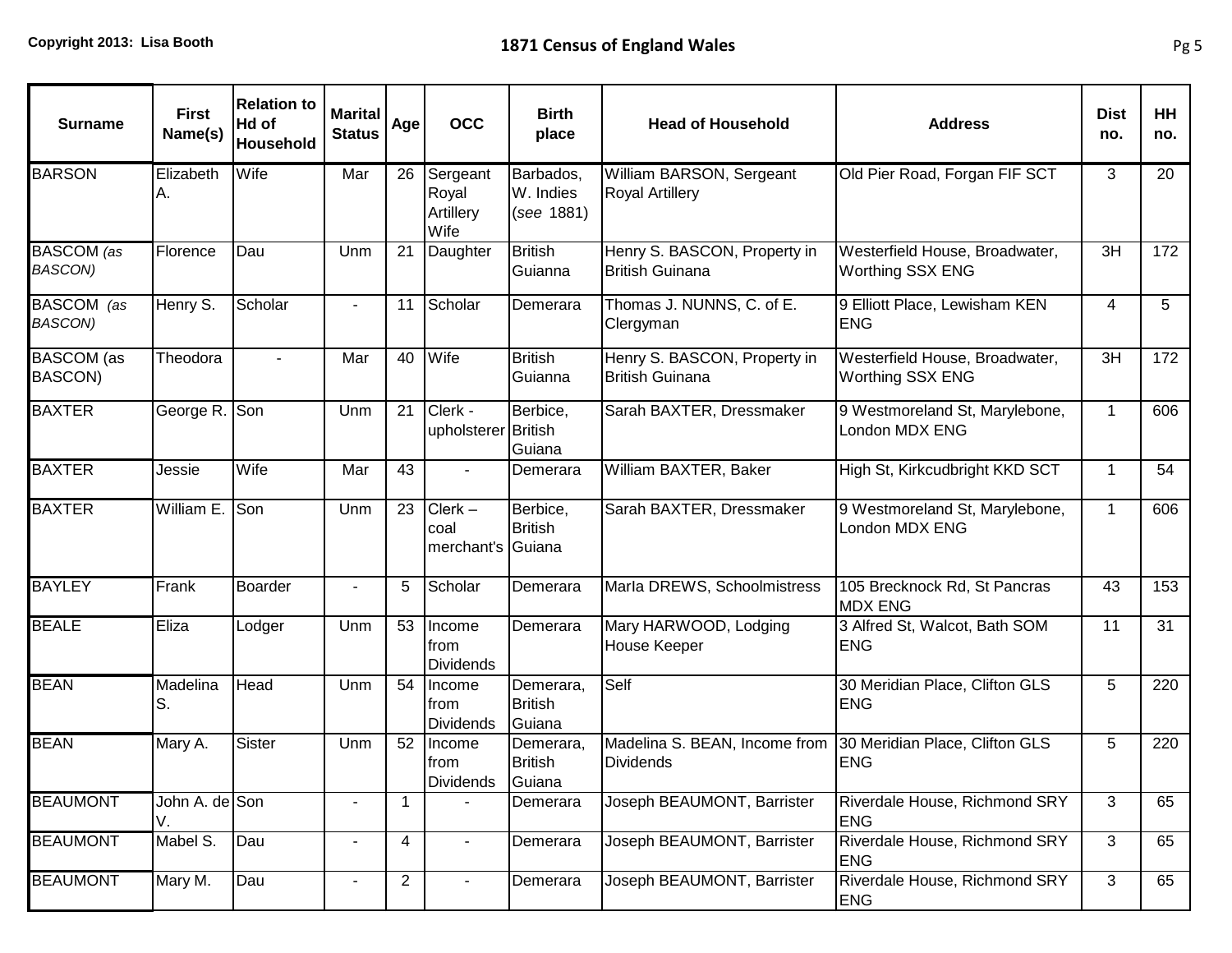# 1871 Census of England Wales

| Surname | First Name(s) | Relation to Hd of Household | Marital Status | Age | OCC | Birth place | Head of Household | Address | Dist no. | HH no. |
|---|---|---|---|---|---|---|---|---|---|---|
| BARSON | Elizabeth A. | Wife | Mar | 26 | Sergeant Royal Artillery Wife | Barbados, W. Indies (*see* 1881) | William BARSON, Sergeant Royal Artillery | Old Pier Road, Forgan FIF SCT | 3 | 20 |
| BASCOM *(as BASCON)* | Florence | Dau | Unm | 21 | Daughter | British Guianna | Henry S. BASCON, Property in British Guinana | Westerfield House, Broadwater, Worthing SSX ENG | 3H | 172 |
| BASCOM *(as BASCON)* | Henry S. | Scholar | - | 11 | Scholar | Demerara | Thomas J. NUNNS, C. of E. Clergyman | 9 Elliott Place, Lewisham KEN ENG | 4 | 5 |
| BASCOM (as BASCON) | Theodora | - | Mar | 40 | Wife | British Guianna | Henry S. BASCON, Property in British Guinana | Westerfield House, Broadwater, Worthing SSX ENG | 3H | 172 |
| BAXTER | George R. | Son | Unm | 21 | Clerk - upholsterer | Berbice, British Guiana | Sarah BAXTER, Dressmaker | 9 Westmoreland St, Marylebone, London MDX ENG | 1 | 606 |
| BAXTER | Jessie | Wife | Mar | 43 | - | Demerara | William BAXTER, Baker | High St, Kirkcudbright KKD SCT | 1 | 54 |
| BAXTER | William E. | Son | Unm | 23 | Clerk – coal merchant's | Berbice, British Guiana | Sarah BAXTER, Dressmaker | 9 Westmoreland St, Marylebone, London MDX ENG | 1 | 606 |
| BAYLEY | Frank | Boarder | - | 5 | Scholar | Demerara | Marla DREWS, Schoolmistress | 105 Brecknock Rd, St Pancras MDX ENG | 43 | 153 |
| BEALE | Eliza | Lodger | Unm | 53 | Income from Dividends | Demerara | Mary HARWOOD, Lodging House Keeper | 3 Alfred St, Walcot, Bath SOM ENG | 11 | 31 |
| BEAN | Madelina S. | Head | Unm | 54 | Income from Dividends | Demerara, British Guiana | Self | 30 Meridian Place, Clifton GLS ENG | 5 | 220 |
| BEAN | Mary A. | Sister | Unm | 52 | Income from Dividends | Demerara, British Guiana | Madelina S. BEAN, Income from Dividends | 30 Meridian Place, Clifton GLS ENG | 5 | 220 |
| BEAUMONT | John A. de V. | Son | - | 1 | - | Demerara | Joseph BEAUMONT, Barrister | Riverdale House, Richmond SRY ENG | 3 | 65 |
| BEAUMONT | Mabel S. | Dau | - | 4 | - | Demerara | Joseph BEAUMONT, Barrister | Riverdale House, Richmond SRY ENG | 3 | 65 |
| BEAUMONT | Mary M. | Dau | - | 2 | - | Demerara | Joseph BEAUMONT, Barrister | Riverdale House, Richmond SRY ENG | 3 | 65 |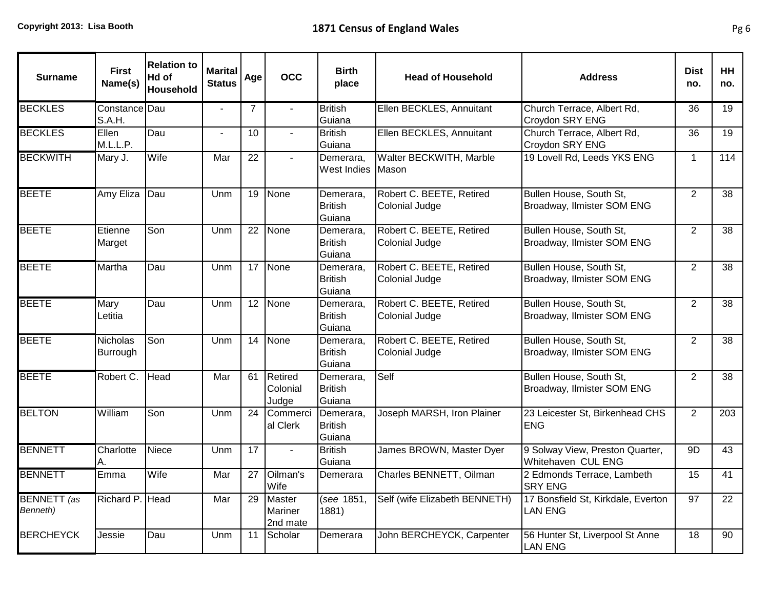| Surname | First Name(s) | Relation to Hd of Household | Marital Status | Age | OCC | Birth place | Head of Household | Address | Dist no. | HH no. |
|---|---|---|---|---|---|---|---|---|---|---|
| BECKLES | Constance S.A.H. | Dau | - | 7 | - | British Guiana | Ellen BECKLES, Annuitant | Church Terrace, Albert Rd, Croydon SRY ENG | 36 | 19 |
| BECKLES | Ellen M.L.L.P. | Dau | - | 10 | - | British Guiana | Ellen BECKLES, Annuitant | Church Terrace, Albert Rd, Croydon SRY ENG | 36 | 19 |
| BECKWITH | Mary J. | Wife | Mar | 22 | - | Demerara, West Indies | Walter BECKWITH, Marble Mason | 19 Lovell Rd, Leeds YKS ENG | 1 | 114 |
| BEETE | Amy Eliza | Dau | Unm | 19 | None | Demerara, British Guiana | Robert C. BEETE, Retired Colonial Judge | Bullen House, South St, Broadway, Ilmister SOM ENG | 2 | 38 |
| BEETE | Etienne Marget | Son | Unm | 22 | None | Demerara, British Guiana | Robert C. BEETE, Retired Colonial Judge | Bullen House, South St, Broadway, Ilmister SOM ENG | 2 | 38 |
| BEETE | Martha | Dau | Unm | 17 | None | Demerara, British Guiana | Robert C. BEETE, Retired Colonial Judge | Bullen House, South St, Broadway, Ilmister SOM ENG | 2 | 38 |
| BEETE | Mary Letitia | Dau | Unm | 12 | None | Demerara, British Guiana | Robert C. BEETE, Retired Colonial Judge | Bullen House, South St, Broadway, Ilmister SOM ENG | 2 | 38 |
| BEETE | Nicholas Burrough | Son | Unm | 14 | None | Demerara, British Guiana | Robert C. BEETE, Retired Colonial Judge | Bullen House, South St, Broadway, Ilmister SOM ENG | 2 | 38 |
| BEETE | Robert C. | Head | Mar | 61 | Retired Colonial Judge | Demerara, British Guiana | Self | Bullen House, South St, Broadway, Ilmister SOM ENG | 2 | 38 |
| BELTON | William | Son | Unm | 24 | Commercial Clerk | Demerara, British Guiana | Joseph MARSH, Iron Plainer | 23 Leicester St, Birkenhead CHS ENG | 2 | 203 |
| BENNETT | Charlotte A. | Niece | Unm | 17 | - | British Guiana | James BROWN, Master Dyer | 9 Solway View, Preston Quarter, Whitehaven CUL ENG | 9D | 43 |
| BENNETT | Emma | Wife | Mar | 27 | Oilman's Wife | Demerara | Charles BENNETT, Oilman | 2 Edmonds Terrace, Lambeth SRY ENG | 15 | 41 |
| BENNETT *(as Benneth)* | Richard P. | Head | Mar | 29 | Master Mariner 2nd mate | (*see* 1851, 1881) | Self (wife Elizabeth BENNETH) | 17 Bonsfield St, Kirkdale, Everton LAN ENG | 97 | 22 |
| BERCHEYCK | Jessie | Dau | Unm | 11 | Scholar | Demerara | John BERCHEYCK, Carpenter | 56 Hunter St, Liverpool St Anne LAN ENG | 18 | 90 |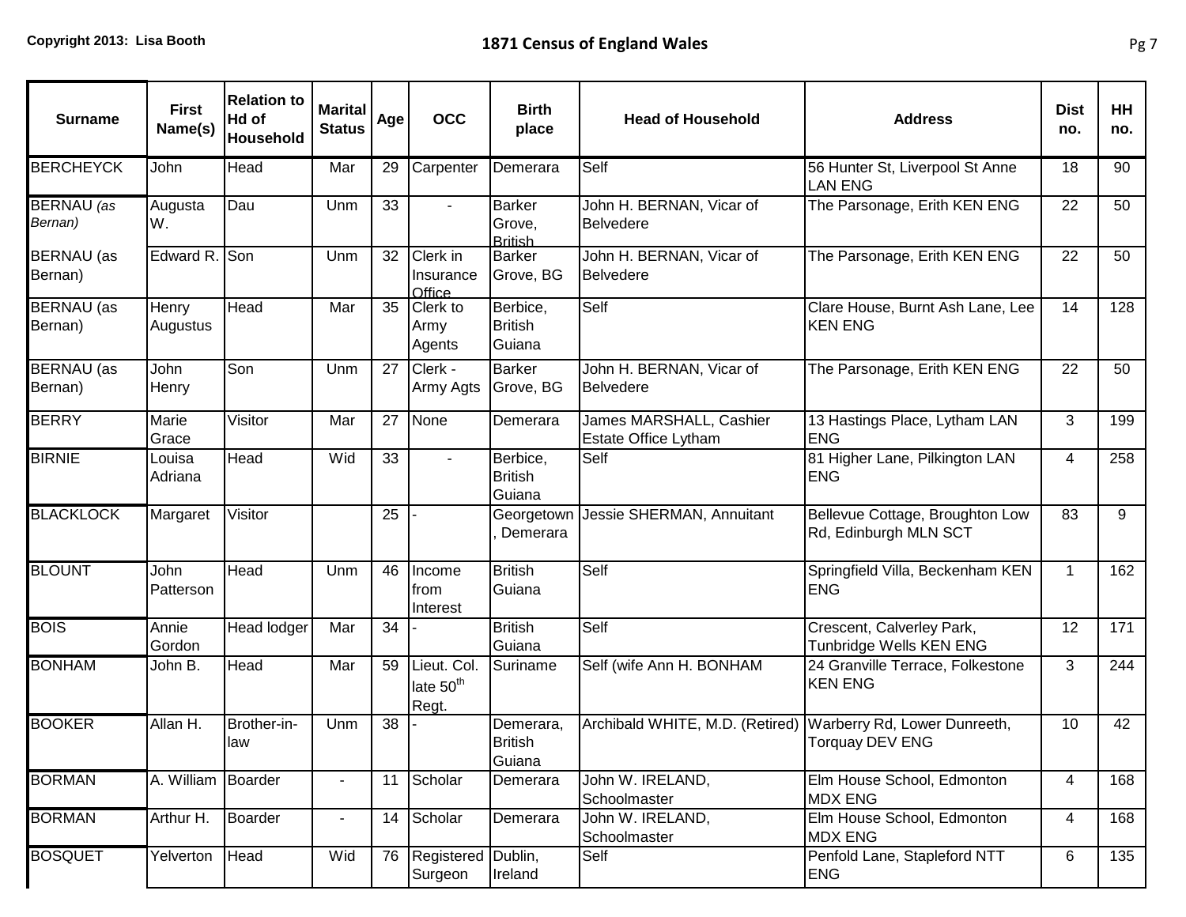| Surname | First Name(s) | Relation to Hd of Household | Marital Status | Age | OCC | Birth place | Head of Household | Address | Dist no. | HH no. |
|---|---|---|---|---|---|---|---|---|---|---|
| BERCHEYCK | John | Head | Mar | 29 | Carpenter | Demerara | Self | 56 Hunter St, Liverpool St Anne LAN ENG | 18 | 90 |
| BERNAU *(as Bernan)* | Augusta W. | Dau | Unm | 33 | - | Barker Grove, British | John H. BERNAN, Vicar of Belvedere | The Parsonage, Erith KEN ENG | 22 | 50 |
| BERNAU (as Bernan) | Edward R. | Son | Unm | 32 | Clerk in Insurance Office | Barker Grove, BG | John H. BERNAN, Vicar of Belvedere | The Parsonage, Erith KEN ENG | 22 | 50 |
| BERNAU (as Bernan) | Henry Augustus | Head | Mar | 35 | Clerk to Army Agents | Berbice, British Guiana | Self | Clare House, Burnt Ash Lane, Lee KEN ENG | 14 | 128 |
| BERNAU (as Bernan) | John Henry | Son | Unm | 27 | Clerk - Army Agts | Barker Grove, BG | John H. BERNAN, Vicar of Belvedere | The Parsonage, Erith KEN ENG | 22 | 50 |
| BERRY | Marie Grace | Visitor | Mar | 27 | None | Demerara | James MARSHALL, Cashier Estate Office Lytham | 13 Hastings Place, Lytham LAN ENG | 3 | 199 |
| BIRNIE | Louisa Adriana | Head | Wid | 33 | - | Berbice, British Guiana | Self | 81 Higher Lane, Pilkington LAN ENG | 4 | 258 |
| BLACKLOCK | Margaret | Visitor | | 25 | - | Georgetown, Demerara | Jessie SHERMAN, Annuitant | Bellevue Cottage, Broughton Low Rd, Edinburgh MLN SCT | 83 | 9 |
| BLOUNT | John Patterson | Head | Unm | 46 | Income from Interest | British Guiana | Self | Springfield Villa, Beckenham KEN ENG | 1 | 162 |
| BOIS | Annie Gordon | Head lodger | Mar | 34 | - | British Guiana | Self | Crescent, Calverley Park, Tunbridge Wells KEN ENG | 12 | 171 |
| BONHAM | John B. | Head | Mar | 59 | Lieut. Col. late 50th Regt. | Suriname | Self (wife Ann H. BONHAM | 24 Granville Terrace, Folkestone KEN ENG | 3 | 244 |
| BOOKER | Allan H. | Brother-in-law | Unm | 38 | - | Demerara, British Guiana | Archibald WHITE, M.D. (Retired) | Warberry Rd, Lower Dunreeth, Torquay DEV ENG | 10 | 42 |
| BORMAN | A. William | Boarder | - | 11 | Scholar | Demerara | John W. IRELAND, Schoolmaster | Elm House School, Edmonton MDX ENG | 4 | 168 |
| BORMAN | Arthur H. | Boarder | - | 14 | Scholar | Demerara | John W. IRELAND, Schoolmaster | Elm House School, Edmonton MDX ENG | 4 | 168 |
| BOSQUET | Yelverton | Head | Wid | 76 | Registered Surgeon | Dublin, Ireland | Self | Penfold Lane, Stapleford NTT ENG | 6 | 135 |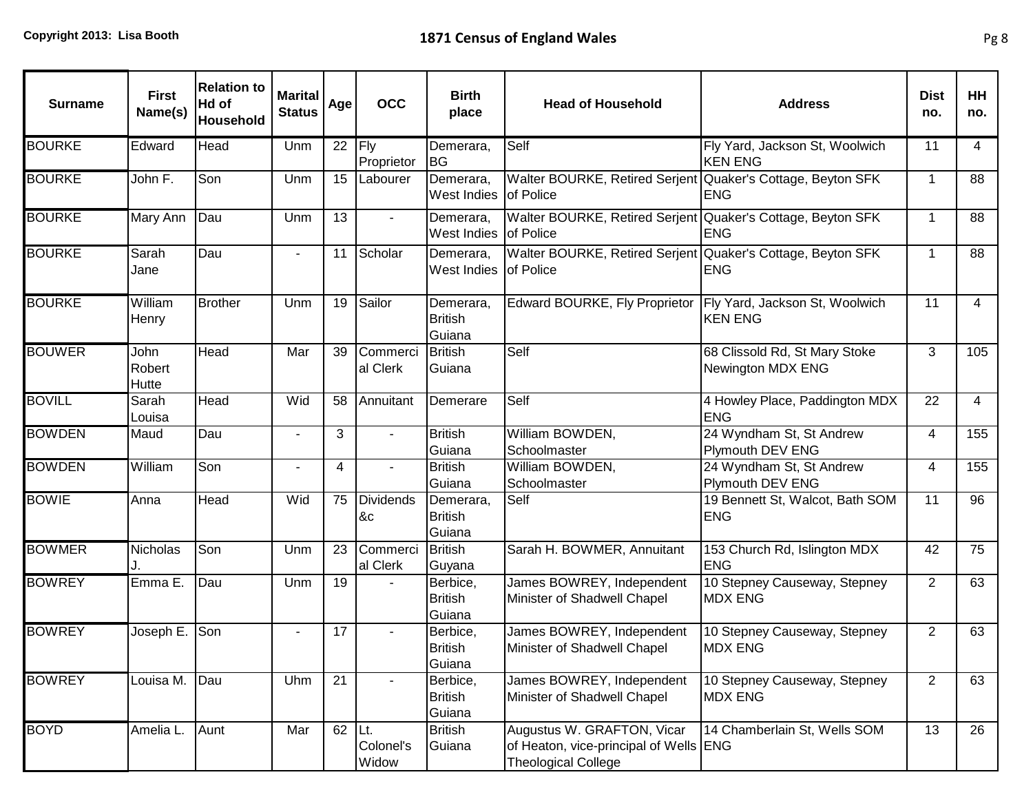| Surname | First Name(s) | Relation to Hd of Household | Marital Status | Age | OCC | Birth place | Head of Household | Address | Dist no. | HH no. |
|---|---|---|---|---|---|---|---|---|---|---|
| BOURKE | Edward | Head | Unm | 22 | Fly Proprietor | Demerara, BG | Self | Fly Yard, Jackson St, Woolwich KEN ENG | 11 | 4 |
| BOURKE | John F. | Son | Unm | 15 | Labourer | Demerara, West Indies | Walter BOURKE, Retired Serjent of Police | Quaker's Cottage, Beyton SFK ENG | 1 | 88 |
| BOURKE | Mary Ann | Dau | Unm | 13 | - | Demerara, West Indies | Walter BOURKE, Retired Serjent of Police | Quaker's Cottage, Beyton SFK ENG | 1 | 88 |
| BOURKE | Sarah Jane | Dau | - | 11 | Scholar | Demerara, West Indies | Walter BOURKE, Retired Serjent of Police | Quaker's Cottage, Beyton SFK ENG | 1 | 88 |
| BOURKE | William Henry | Brother | Unm | 19 | Sailor | Demerara, British Guiana | Edward BOURKE, Fly Proprietor | Fly Yard, Jackson St, Woolwich KEN ENG | 11 | 4 |
| BOUWER | John Robert Hutte | Head | Mar | 39 | Commercial Clerk | British Guiana | Self | 68 Clissold Rd, St Mary Stoke Newington MDX ENG | 3 | 105 |
| BOVILL | Sarah Louisa | Head | Wid | 58 | Annuitant | Demerare | Self | 4 Howley Place, Paddington MDX ENG | 22 | 4 |
| BOWDEN | Maud | Dau | - | 3 | - | British Guiana | William BOWDEN, Schoolmaster | 24 Wyndham St, St Andrew Plymouth DEV ENG | 4 | 155 |
| BOWDEN | William | Son | - | 4 | - | British Guiana | William BOWDEN, Schoolmaster | 24 Wyndham St, St Andrew Plymouth DEV ENG | 4 | 155 |
| BOWIE | Anna | Head | Wid | 75 | Dividends &c | Demerara, British Guiana | Self | 19 Bennett St, Walcot, Bath SOM ENG | 11 | 96 |
| BOWMER | Nicholas J. | Son | Unm | 23 | Commercial Clerk | British Guyana | Sarah H. BOWMER, Annuitant | 153 Church Rd, Islington MDX ENG | 42 | 75 |
| BOWREY | Emma E. | Dau | Unm | 19 | - | Berbice, British Guiana | James BOWREY, Independent Minister of Shadwell Chapel | 10 Stepney Causeway, Stepney MDX ENG | 2 | 63 |
| BOWREY | Joseph E. | Son | - | 17 | - | Berbice, British Guiana | James BOWREY, Independent Minister of Shadwell Chapel | 10 Stepney Causeway, Stepney MDX ENG | 2 | 63 |
| BOWREY | Louisa M. | Dau | Uhm | 21 | - | Berbice, British Guiana | James BOWREY, Independent Minister of Shadwell Chapel | 10 Stepney Causeway, Stepney MDX ENG | 2 | 63 |
| BOYD | Amelia L. | Aunt | Mar | 62 | Lt. Colonel's Widow | British Guiana | Augustus W. GRAFTON, Vicar of Heaton, vice-principal of Wells Theological College | 14 Chamberlain St, Wells SOM ENG | 13 | 26 |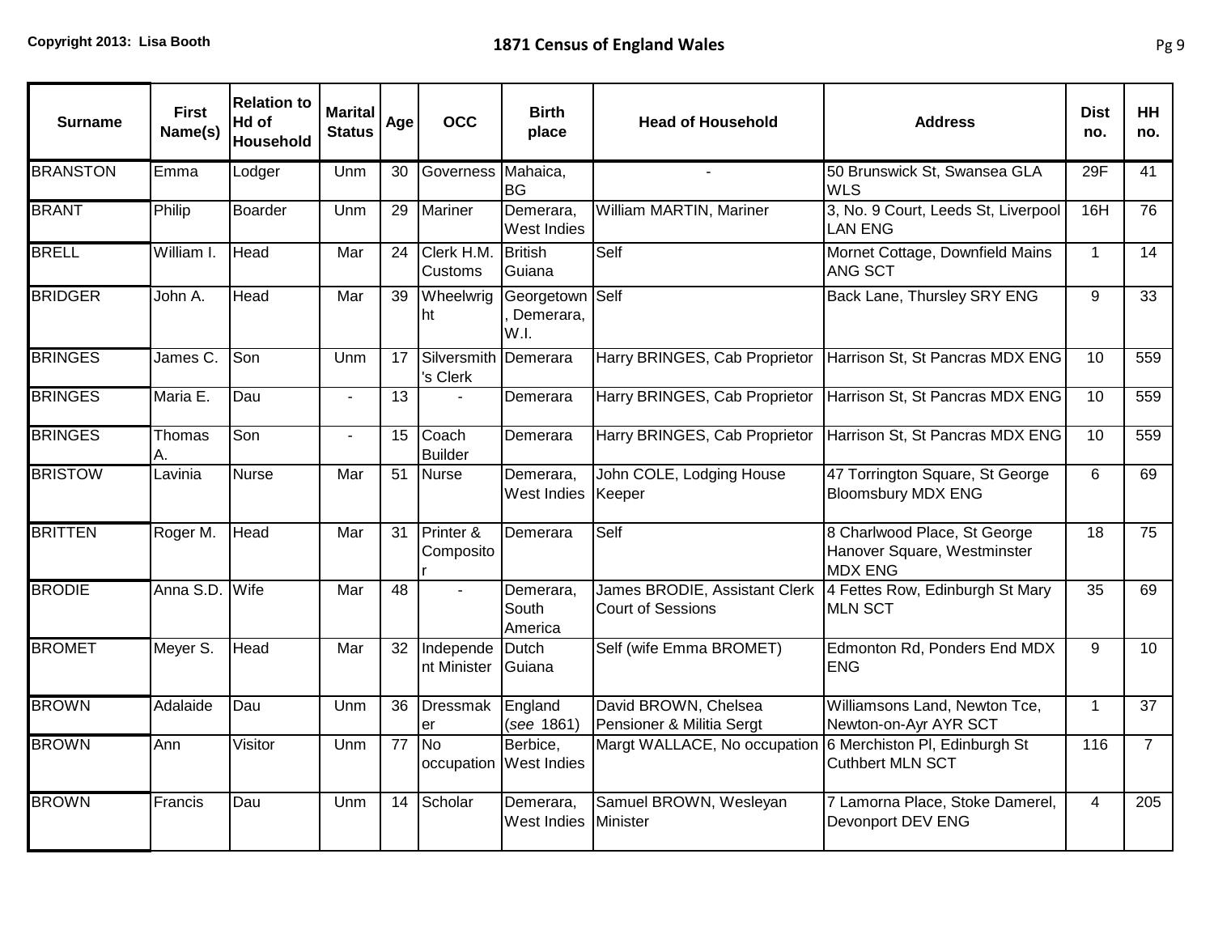# 1871 Census of England Wales

| Surname | First Name(s) | Relation to Hd of Household | Marital Status | Age | OCC | Birth place | Head of Household | Address | Dist no. | HH no. |
|---|---|---|---|---|---|---|---|---|---|---|
| BRANSTON | Emma | Lodger | Unm | 30 | Governess | Mahaica, BG | - | 50 Brunswick St, Swansea GLA WLS | 29F | 41 |
| BRANT | Philip | Boarder | Unm | 29 | Mariner | Demerara, West Indies | William MARTIN, Mariner | 3, No. 9 Court, Leeds St, Liverpool LAN ENG | 16H | 76 |
| BRELL | William I. | Head | Mar | 24 | Clerk H.M. Customs | British Guiana | Self | Mornet Cottage, Downfield Mains ANG SCT | 1 | 14 |
| BRIDGER | John A. | Head | Mar | 39 | Wheelwright | Georgetown, Demerara, W.I. | Self | Back Lane, Thursley SRY ENG | 9 | 33 |
| BRINGES | James C. | Son | Unm | 17 | Silversmith's Clerk | Demerara | Harry BRINGES, Cab Proprietor | Harrison St, St Pancras MDX ENG | 10 | 559 |
| BRINGES | Maria E. | Dau | - | 13 | - | Demerara | Harry BRINGES, Cab Proprietor | Harrison St, St Pancras MDX ENG | 10 | 559 |
| BRINGES | Thomas A. | Son | - | 15 | Coach Builder | Demerara | Harry BRINGES, Cab Proprietor | Harrison St, St Pancras MDX ENG | 10 | 559 |
| BRISTOW | Lavinia | Nurse | Mar | 51 | Nurse | Demerara, West Indies | John COLE, Lodging House Keeper | 47 Torrington Square, St George Bloomsbury MDX ENG | 6 | 69 |
| BRITTEN | Roger M. | Head | Mar | 31 | Printer & Compositor | Demerara | Self | 8 Charlwood Place, St George Hanover Square, Westminster MDX ENG | 18 | 75 |
| BRODIE | Anna S.D. | Wife | Mar | 48 | - | Demerara, South America | James BRODIE, Assistant Clerk Court of Sessions | 4 Fettes Row, Edinburgh St Mary MLN SCT | 35 | 69 |
| BROMET | Meyer S. | Head | Mar | 32 | Independent Minister | Dutch Guiana | Self (wife Emma BROMET) | Edmonton Rd, Ponders End MDX ENG | 9 | 10 |
| BROWN | Adalaide | Dau | Unm | 36 | Dressmaker | England (*see* 1861) | David BROWN, Chelsea Pensioner & Militia Sergt | Williamsons Land, Newton Tce, Newton-on-Ayr AYR SCT | 1 | 37 |
| BROWN | Ann | Visitor | Unm | 77 | No occupation | Berbice, West Indies | Margt WALLACE, No occupation | 6 Merchiston Pl, Edinburgh St Cuthbert MLN SCT | 116 | 7 |
| BROWN | Francis | Dau | Unm | 14 | Scholar | Demerara, West Indies | Samuel BROWN, Wesleyan Minister | 7 Lamorna Place, Stoke Damerel, Devonport DEV ENG | 4 | 205 |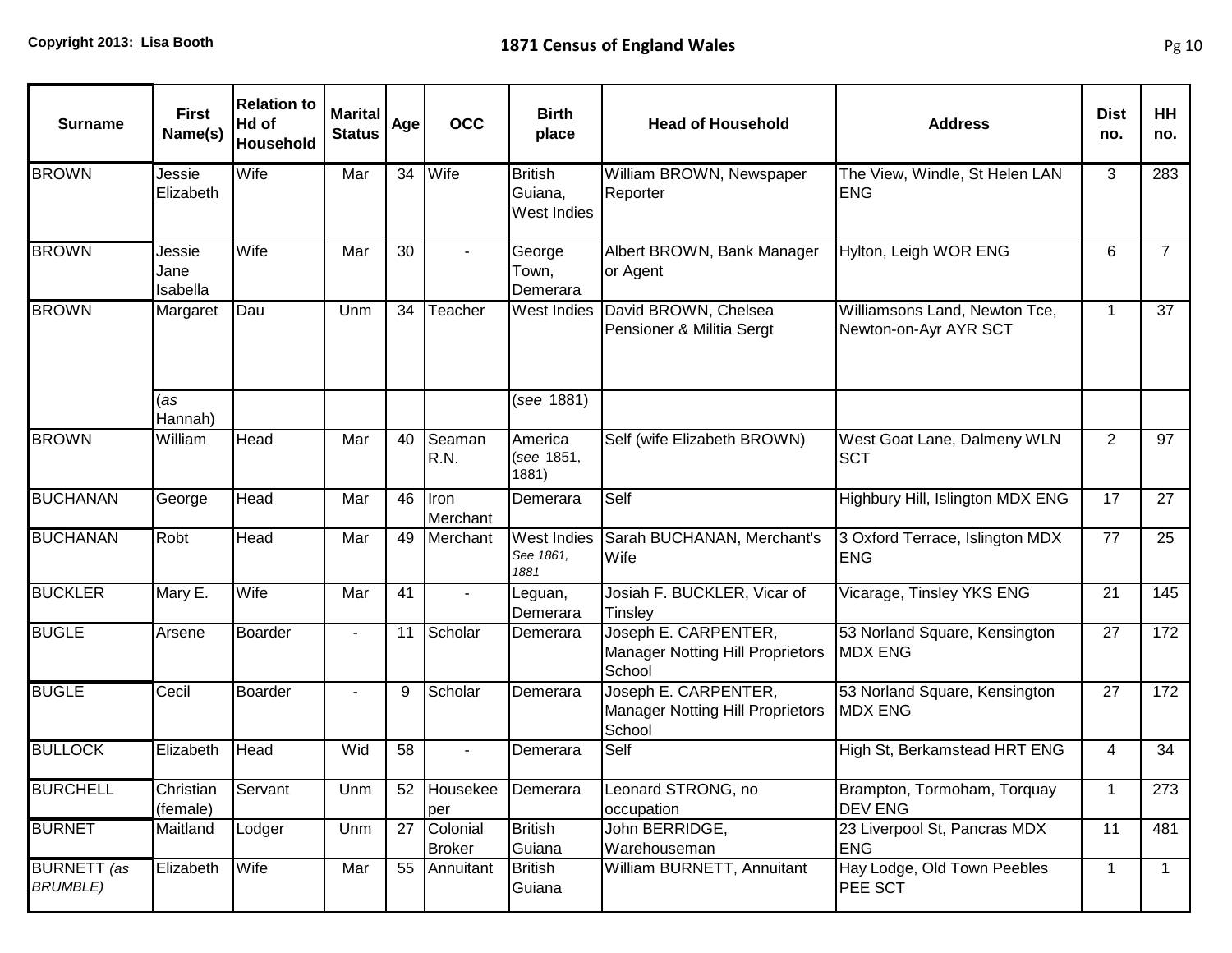| Surname | First Name(s) | Relation to Hd of Household | Marital Status | Age | OCC | Birth place | Head of Household | Address | Dist no. | HH no. |
|---|---|---|---|---|---|---|---|---|---|---|
| BROWN | Jessie Elizabeth | Wife | Mar | 34 | Wife | British Guiana, West Indies | William BROWN, Newspaper Reporter | The View, Windle, St Helen LAN ENG | 3 | 283 |
| BROWN | Jessie Jane Isabella | Wife | Mar | 30 | - | George Town, Demerara | Albert BROWN, Bank Manager or Agent | Hylton, Leigh WOR ENG | 6 | 7 |
| BROWN | Margaret | Dau | Unm | 34 | Teacher | West Indies | David BROWN, Chelsea Pensioner & Militia Sergt | Williamsons Land, Newton Tce, Newton-on-Ayr AYR SCT | 1 | 37 |
| | (*as* Hannah) | | | | | (*see* 1881) | | | | |
| BROWN | William | Head | Mar | 40 | Seaman R.N. | America (*see* 1851, 1881) | Self (wife Elizabeth BROWN) | West Goat Lane, Dalmeny WLN SCT | 2 | 97 |
| BUCHANAN | George | Head | Mar | 46 | Iron Merchant | Demerara | Self | Highbury Hill, Islington MDX ENG | 17 | 27 |
| BUCHANAN | Robt | Head | Mar | 49 | Merchant | West Indies *See 1861, 1881* | Sarah BUCHANAN, Merchant's Wife | 3 Oxford Terrace, Islington MDX ENG | 77 | 25 |
| BUCKLER | Mary E. | Wife | Mar | 41 | - | Leguan, Demerara | Josiah F. BUCKLER, Vicar of Tinsley | Vicarage, Tinsley YKS ENG | 21 | 145 |
| BUGLE | Arsene | Boarder | - | 11 | Scholar | Demerara | Joseph E. CARPENTER, Manager Notting Hill Proprietors School | 53 Norland Square, Kensington MDX ENG | 27 | 172 |
| BUGLE | Cecil | Boarder | - | 9 | Scholar | Demerara | Joseph E. CARPENTER, Manager Notting Hill Proprietors School | 53 Norland Square, Kensington MDX ENG | 27 | 172 |
| BULLOCK | Elizabeth | Head | Wid | 58 | - | Demerara | Self | High St, Berkamstead HRT ENG | 4 | 34 |
| BURCHELL | Christian (female) | Servant | Unm | 52 | Housekeeper | Demerara | Leonard STRONG, no occupation | Brampton, Tormoham, Torquay DEV ENG | 1 | 273 |
| BURNET | Maitland | Lodger | Unm | 27 | Colonial Broker | British Guiana | John BERRIDGE, Warehouseman | 23 Liverpool St, Pancras MDX ENG | 11 | 481 |
| BURNETT (*as BRUMBLE)* | Elizabeth | Wife | Mar | 55 | Annuitant | British Guiana | William BURNETT, Annuitant | Hay Lodge, Old Town Peebles PEE SCT | 1 | 1 |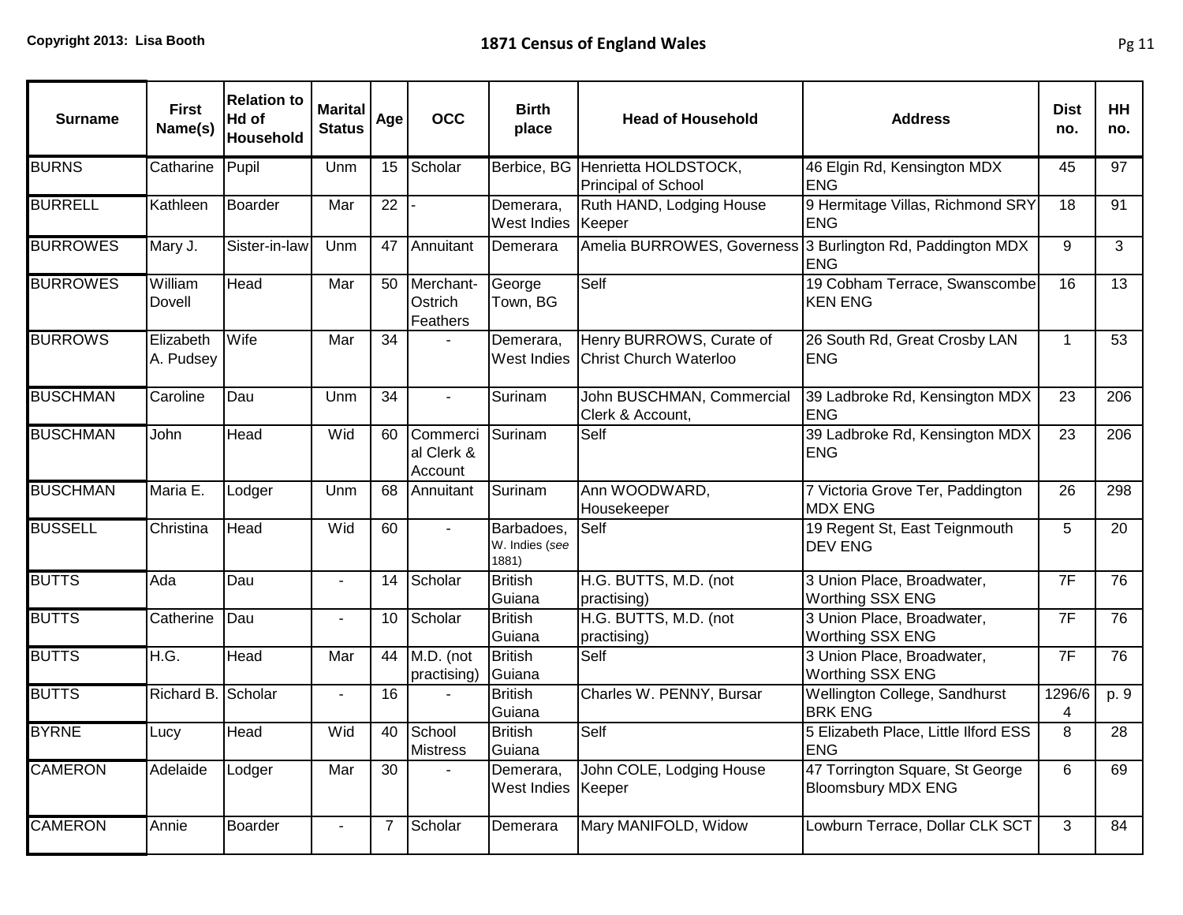| Surname | First Name(s) | Relation to Hd of Household | Marital Status | Age | OCC | Birth place | Head of Household | Address | Dist no. | HH no. |
|---|---|---|---|---|---|---|---|---|---|---|
| BURNS | Catharine | Pupil | Unm | 15 | Scholar | Berbice, BG | Henrietta HOLDSTOCK, Principal of School | 46 Elgin Rd, Kensington MDX ENG | 45 | 97 |
| BURRELL | Kathleen | Boarder | Mar | 22 | - | Demerara, West Indies | Ruth HAND, Lodging House Keeper | 9 Hermitage Villas, Richmond SRY ENG | 18 | 91 |
| BURROWES | Mary J. | Sister-in-law | Unm | 47 | Annuitant | Demerara | Amelia BURROWES, Governess | 3 Burlington Rd, Paddington MDX ENG | 9 | 3 |
| BURROWES | William Dovell | Head | Mar | 50 | Merchant-Ostrich Feathers | George Town, BG | Self | 19 Cobham Terrace, Swanscombe KEN ENG | 16 | 13 |
| BURROWS | Elizabeth A. Pudsey | Wife | Mar | 34 | - | Demerara, West Indies | Henry BURROWS, Curate of Christ Church Waterloo | 26 South Rd, Great Crosby LAN ENG | 1 | 53 |
| BUSCHMAN | Caroline | Dau | Unm | 34 | - | Surinam | John BUSCHMAN, Commercial Clerk & Account, | 39 Ladbroke Rd, Kensington MDX ENG | 23 | 206 |
| BUSCHMAN | John | Head | Wid | 60 | Commercial Clerk & Account | Surinam | Self | 39 Ladbroke Rd, Kensington MDX ENG | 23 | 206 |
| BUSCHMAN | Maria E. | Lodger | Unm | 68 | Annuitant | Surinam | Ann WOODWARD, Housekeeper | 7 Victoria Grove Ter, Paddington MDX ENG | 26 | 298 |
| BUSSELL | Christina | Head | Wid | 60 | - | Barbadoes, W. Indies (*see* 1881) | Self | 19 Regent St, East Teignmouth DEV ENG | 5 | 20 |
| BUTTS | Ada | Dau | - | 14 | Scholar | British Guiana | H.G. BUTTS, M.D. (not practising) | 3 Union Place, Broadwater, Worthing SSX ENG | 7F | 76 |
| BUTTS | Catherine | Dau | - | 10 | Scholar | British Guiana | H.G. BUTTS, M.D. (not practising) | 3 Union Place, Broadwater, Worthing SSX ENG | 7F | 76 |
| BUTTS | H.G. | Head | Mar | 44 | M.D. (not practising) | British Guiana | Self | 3 Union Place, Broadwater, Worthing SSX ENG | 7F | 76 |
| BUTTS | Richard B. | Scholar | - | 16 | - | British Guiana | Charles W. PENNY, Bursar | Wellington College, Sandhurst BRK ENG | 1296/64 | p. 9 |
| BYRNE | Lucy | Head | Wid | 40 | School Mistress | British Guiana | Self | 5 Elizabeth Place, Little Ilford ESS ENG | 8 | 28 |
| CAMERON | Adelaide | Lodger | Mar | 30 | - | Demerara, West Indies | John COLE, Lodging House Keeper | 47 Torrington Square, St George Bloomsbury MDX ENG | 6 | 69 |
| CAMERON | Annie | Boarder | - | 7 | Scholar | Demerara | Mary MANIFOLD, Widow | Lowburn Terrace, Dollar CLK SCT | 3 | 84 |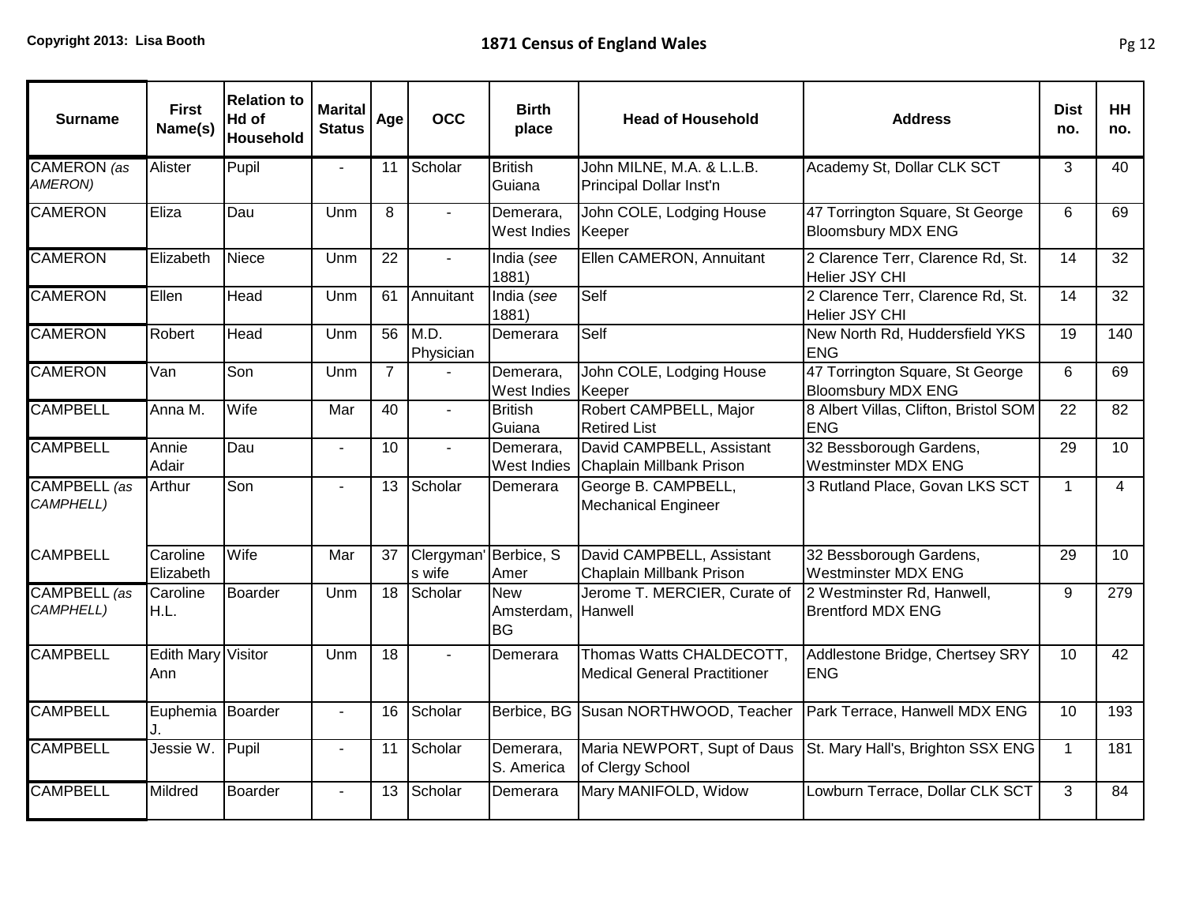| Surname | First Name(s) | Relation to Hd of Household | Marital Status | Age | OCC | Birth place | Head of Household | Address | Dist no. | HH no. |
|---|---|---|---|---|---|---|---|---|---|---|
| CAMERON *(as AMERON)* | Alister | Pupil | - | 11 | Scholar | British Guiana | John MILNE, M.A. & L.L.B. Principal Dollar Inst'n | Academy St, Dollar CLK SCT | 3 | 40 |
| CAMERON | Eliza | Dau | Unm | 8 | - | Demerara, West Indies | John COLE, Lodging House Keeper | 47 Torrington Square, St George Bloomsbury MDX ENG | 6 | 69 |
| CAMERON | Elizabeth | Niece | Unm | 22 | - | India *(see 1881)* | Ellen CAMERON, Annuitant | 2 Clarence Terr, Clarence Rd, St. Helier JSY CHI | 14 | 32 |
| CAMERON | Ellen | Head | Unm | 61 | Annuitant | India *(see 1881)* | Self | 2 Clarence Terr, Clarence Rd, St. Helier JSY CHI | 14 | 32 |
| CAMERON | Robert | Head | Unm | 56 | M.D. Physician | Demerara | Self | New North Rd, Huddersfield YKS ENG | 19 | 140 |
| CAMERON | Van | Son | Unm | 7 | - | Demerara, West Indies | John COLE, Lodging House Keeper | 47 Torrington Square, St George Bloomsbury MDX ENG | 6 | 69 |
| CAMPBELL | Anna M. | Wife | Mar | 40 | - | British Guiana | Robert CAMPBELL, Major Retired List | 8 Albert Villas, Clifton, Bristol SOM ENG | 22 | 82 |
| CAMPBELL | Annie Adair | Dau | - | 10 | - | Demerara, West Indies | David CAMPBELL, Assistant Chaplain Millbank Prison | 32 Bessborough Gardens, Westminster MDX ENG | 29 | 10 |
| CAMPBELL *(as CAMPHELL)* | Arthur | Son | - | 13 | Scholar | Demerara | George B. CAMPBELL, Mechanical Engineer | 3 Rutland Place, Govan LKS SCT | 1 | 4 |
| CAMPBELL | Caroline Elizabeth | Wife | Mar | 37 | Clergyman's wife | Berbice, S Amer | David CAMPBELL, Assistant Chaplain Millbank Prison | 32 Bessborough Gardens, Westminster MDX ENG | 29 | 10 |
| CAMPBELL *(as CAMPHELL)* | Caroline H.L. | Boarder | Unm | 18 | Scholar | New Amsterdam, BG | Jerome T. MERCIER, Curate of Hanwell | 2 Westminster Rd, Hanwell, Brentford MDX ENG | 9 | 279 |
| CAMPBELL | Edith Mary Ann | Visitor | Unm | 18 | - | Demerara | Thomas Watts CHALDECOTT, Medical General Practitioner | Addlestone Bridge, Chertsey SRY ENG | 10 | 42 |
| CAMPBELL | Euphemia J. | Boarder | - | 16 | Scholar | Berbice, BG | Susan NORTHWOOD, Teacher | Park Terrace, Hanwell MDX ENG | 10 | 193 |
| CAMPBELL | Jessie W. | Pupil | - | 11 | Scholar | Demerara, S. America | Maria NEWPORT, Supt of Daus of Clergy School | St. Mary Hall's, Brighton SSX ENG | 1 | 181 |
| CAMPBELL | Mildred | Boarder | - | 13 | Scholar | Demerara | Mary MANIFOLD, Widow | Lowburn Terrace, Dollar CLK SCT | 3 | 84 |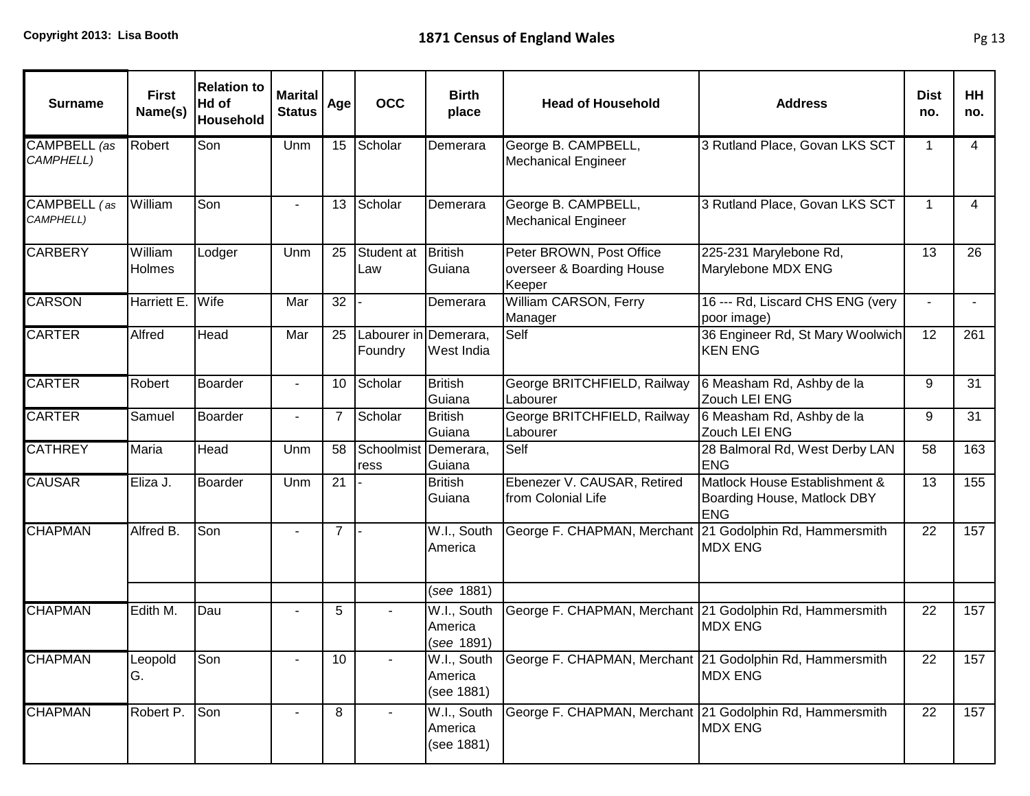| Surname | First Name(s) | Relation to Hd of Household | Marital Status | Age | OCC | Birth place | Head of Household | Address | Dist no. | HH no. |
|---|---|---|---|---|---|---|---|---|---|---|
| CAMPBELL (*as CAMPHELL)* | Robert | Son | Unm | 15 | Scholar | Demerara | George B. CAMPBELL, Mechanical Engineer | 3 Rutland Place, Govan LKS SCT | 1 | 4 |
| CAMPBELL ( *as CAMPHELL)* | William | Son | - | 13 | Scholar | Demerara | George B. CAMPBELL, Mechanical Engineer | 3 Rutland Place, Govan LKS SCT | 1 | 4 |
| CARBERY | William Holmes | Lodger | Unm | 25 | Student at Law | British Guiana | Peter BROWN, Post Office overseer & Boarding House Keeper | 225-231 Marylebone Rd, Marylebone MDX ENG | 13 | 26 |
| CARSON | Harriett E. | Wife | Mar | 32 | - | Demerara | William CARSON, Ferry Manager | 16 --- Rd, Liscard CHS ENG (very poor image) | - | - |
| CARTER | Alfred | Head | Mar | 25 | Labourer in Foundry | Demerara, West India | Self | 36 Engineer Rd, St Mary Woolwich KEN ENG | 12 | 261 |
| CARTER | Robert | Boarder | - | 10 | Scholar | British Guiana | George BRITCHFIELD, Railway Labourer | 6 Measham Rd, Ashby de la Zouch LEI ENG | 9 | 31 |
| CARTER | Samuel | Boarder | - | 7 | Scholar | British Guiana | George BRITCHFIELD, Railway Labourer | 6 Measham Rd, Ashby de la Zouch LEI ENG | 9 | 31 |
| CATHREY | Maria | Head | Unm | 58 | Schoolmistress | Demerara, Guiana | Self | 28 Balmoral Rd, West Derby LAN ENG | 58 | 163 |
| CAUSAR | Eliza J. | Boarder | Unm | 21 | - | British Guiana | Ebenezer V. CAUSAR, Retired from Colonial Life | Matlock House Establishment & Boarding House, Matlock DBY ENG | 13 | 155 |
| CHAPMAN | Alfred B. | Son | - | 7 | - | W.I., South America | George F. CHAPMAN, Merchant | 21 Godolphin Rd, Hammersmith MDX ENG | 22 | 157 |
| | | | | | | (*see* 1881) | | | | |
| CHAPMAN | Edith M. | Dau | - | 5 | - | W.I., South America (*see* 1891) | George F. CHAPMAN, Merchant | 21 Godolphin Rd, Hammersmith MDX ENG | 22 | 157 |
| CHAPMAN | Leopold G. | Son | - | 10 | - | W.I., South America (see 1881) | George F. CHAPMAN, Merchant | 21 Godolphin Rd, Hammersmith MDX ENG | 22 | 157 |
| CHAPMAN | Robert P. | Son | - | 8 | - | W.I., South America (see 1881) | George F. CHAPMAN, Merchant | 21 Godolphin Rd, Hammersmith MDX ENG | 22 | 157 |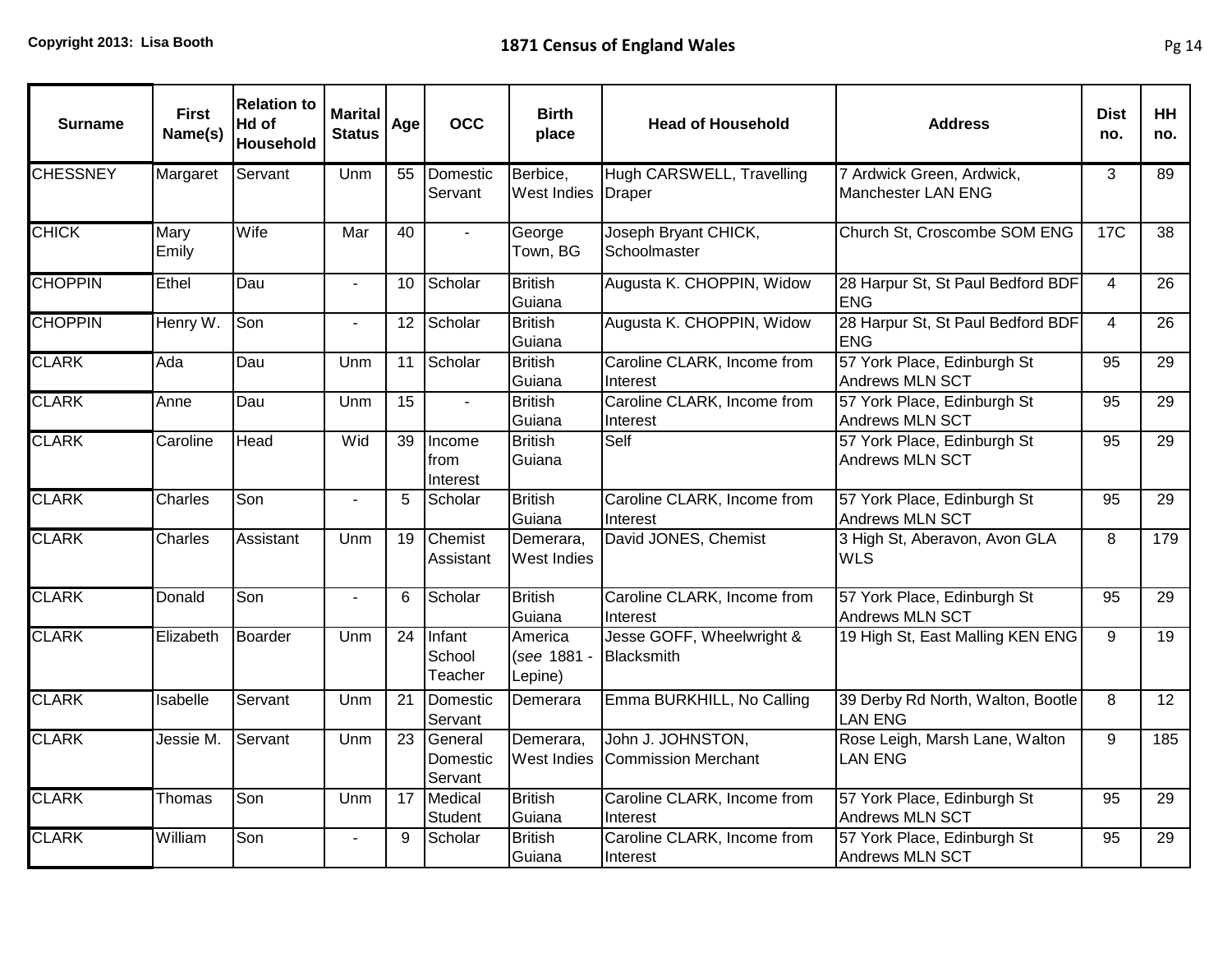| Surname | First Name(s) | Relation to Hd of Household | Marital Status | Age | OCC | Birth place | Head of Household | Address | Dist no. | HH no. |
|---|---|---|---|---|---|---|---|---|---|---|
| CHESSNEY | Margaret | Servant | Unm | 55 | Domestic Servant | Berbice, West Indies | Hugh CARSWELL, Travelling Draper | 7 Ardwick Green, Ardwick, Manchester LAN ENG | 3 | 89 |
| CHICK | Mary Emily | Wife | Mar | 40 | - | George Town, BG | Joseph Bryant CHICK, Schoolmaster | Church St, Croscombe SOM ENG | 17C | 38 |
| CHOPPIN | Ethel | Dau | - | 10 | Scholar | British Guiana | Augusta K. CHOPPIN, Widow | 28 Harpur St, St Paul Bedford BDF ENG | 4 | 26 |
| CHOPPIN | Henry W. | Son | - | 12 | Scholar | British Guiana | Augusta K. CHOPPIN, Widow | 28 Harpur St, St Paul Bedford BDF ENG | 4 | 26 |
| CLARK | Ada | Dau | Unm | 11 | Scholar | British Guiana | Caroline CLARK, Income from Interest | 57 York Place, Edinburgh St Andrews MLN SCT | 95 | 29 |
| CLARK | Anne | Dau | Unm | 15 | - | British Guiana | Caroline CLARK, Income from Interest | 57 York Place, Edinburgh St Andrews MLN SCT | 95 | 29 |
| CLARK | Caroline | Head | Wid | 39 | Income from Interest | British Guiana | Self | 57 York Place, Edinburgh St Andrews MLN SCT | 95 | 29 |
| CLARK | Charles | Son | - | 5 | Scholar | British Guiana | Caroline CLARK, Income from Interest | 57 York Place, Edinburgh St Andrews MLN SCT | 95 | 29 |
| CLARK | Charles | Assistant | Unm | 19 | Chemist Assistant | Demerara, West Indies | David JONES, Chemist | 3 High St, Aberavon, Avon GLA WLS | 8 | 179 |
| CLARK | Donald | Son | - | 6 | Scholar | British Guiana | Caroline CLARK, Income from Interest | 57 York Place, Edinburgh St Andrews MLN SCT | 95 | 29 |
| CLARK | Elizabeth | Boarder | Unm | 24 | Infant School Teacher | America (*see* 1881 - Lepine) | Jesse GOFF, Wheelwright & Blacksmith | 19 High St, East Malling KEN ENG | 9 | 19 |
| CLARK | Isabelle | Servant | Unm | 21 | Domestic Servant | Demerara | Emma BURKHILL, No Calling | 39 Derby Rd North, Walton, Bootle LAN ENG | 8 | 12 |
| CLARK | Jessie M. | Servant | Unm | 23 | General Domestic Servant | Demerara, West Indies | John J. JOHNSTON, Commission Merchant | Rose Leigh, Marsh Lane, Walton LAN ENG | 9 | 185 |
| CLARK | Thomas | Son | Unm | 17 | Medical Student | British Guiana | Caroline CLARK, Income from Interest | 57 York Place, Edinburgh St Andrews MLN SCT | 95 | 29 |
| CLARK | William | Son | - | 9 | Scholar | British Guiana | Caroline CLARK, Income from Interest | 57 York Place, Edinburgh St Andrews MLN SCT | 95 | 29 |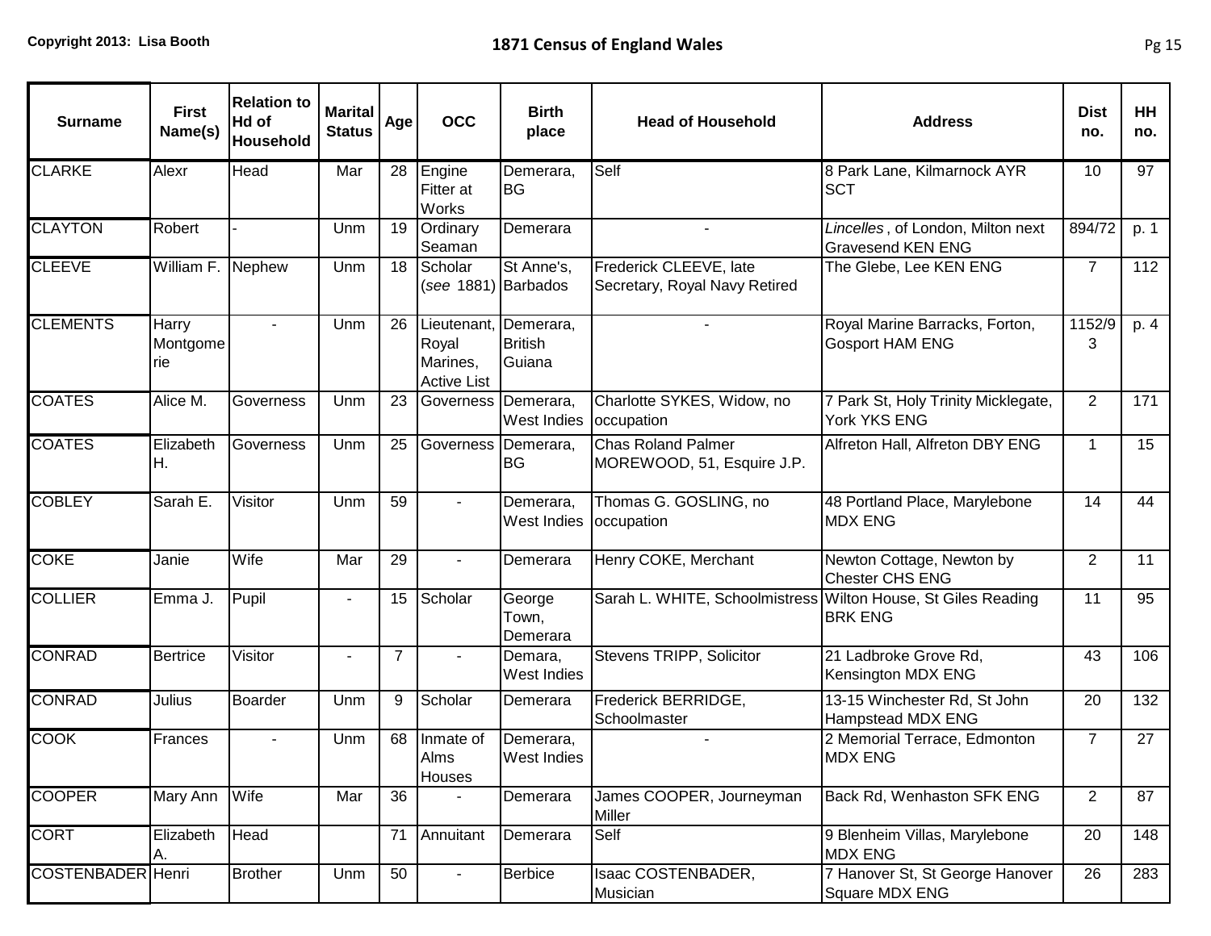| Surname | First Name(s) | Relation to Hd of Household | Marital Status | Age | OCC | Birth place | Head of Household | Address | Dist no. | HH no. |
|---|---|---|---|---|---|---|---|---|---|---|
| CLARKE | Alexr | Head | Mar | 28 | Engine Fitter at Works | Demerara, BG | Self | 8 Park Lane, Kilmarnock AYR SCT | 10 | 97 |
| CLAYTON | Robert | - | Unm | 19 | Ordinary Seaman | Demerara | - | *Lincelles*, of London, Milton next Gravesend KEN ENG | 894/72 | p. 1 |
| CLEEVE | William F. | Nephew | Unm | 18 | Scholar (*see* 1881) | St Anne's, Barbados | Frederick CLEEVE, late Secretary, Royal Navy Retired | The Glebe, Lee KEN ENG | 7 | 112 |
| CLEMENTS | Harry Montgomerie | - | Unm | 26 | Lieutenant, Royal Marines, Active List | Demerara, British Guiana | - | Royal Marine Barracks, Forton, Gosport HAM ENG | 1152/93 | p. 4 |
| COATES | Alice M. | Governess | Unm | 23 | Governess | Demerara, West Indies | Charlotte SYKES, Widow, no occupation | 7 Park St, Holy Trinity Micklegate, York YKS ENG | 2 | 171 |
| COATES | Elizabeth H. | Governess | Unm | 25 | Governess | Demerara, BG | Chas Roland Palmer MOREWOOD, 51, Esquire J.P. | Alfreton Hall, Alfreton DBY ENG | 1 | 15 |
| COBLEY | Sarah E. | Visitor | Unm | 59 | - | Demerara, West Indies | Thomas G. GOSLING, no occupation | 48 Portland Place, Marylebone MDX ENG | 14 | 44 |
| COKE | Janie | Wife | Mar | 29 | - | Demerara | Henry COKE, Merchant | Newton Cottage, Newton by Chester CHS ENG | 2 | 11 |
| COLLIER | Emma J. | Pupil | - | 15 | Scholar | George Town, Demerara | Sarah L. WHITE, Schoolmistress | Wilton House, St Giles Reading BRK ENG | 11 | 95 |
| CONRAD | Bertrice | Visitor | - | 7 | - | Demara, West Indies | Stevens TRIPP, Solicitor | 21 Ladbroke Grove Rd, Kensington MDX ENG | 43 | 106 |
| CONRAD | Julius | Boarder | Unm | 9 | Scholar | Demerara | Frederick BERRIDGE, Schoolmaster | 13-15 Winchester Rd, St John Hampstead MDX ENG | 20 | 132 |
| COOK | Frances | - | Unm | 68 | Inmate of Alms Houses | Demerara, West Indies | - | 2 Memorial Terrace, Edmonton MDX ENG | 7 | 27 |
| COOPER | Mary Ann | Wife | Mar | 36 | - | Demerara | James COOPER, Journeyman Miller | Back Rd, Wenhaston SFK ENG | 2 | 87 |
| CORT | Elizabeth A. | Head | | 71 | Annuitant | Demerara | Self | 9 Blenheim Villas, Marylebone MDX ENG | 20 | 148 |
| COSTENBADER | Henri | Brother | Unm | 50 | - | Berbice | Isaac COSTENBADER, Musician | 7 Hanover St, St George Hanover Square MDX ENG | 26 | 283 |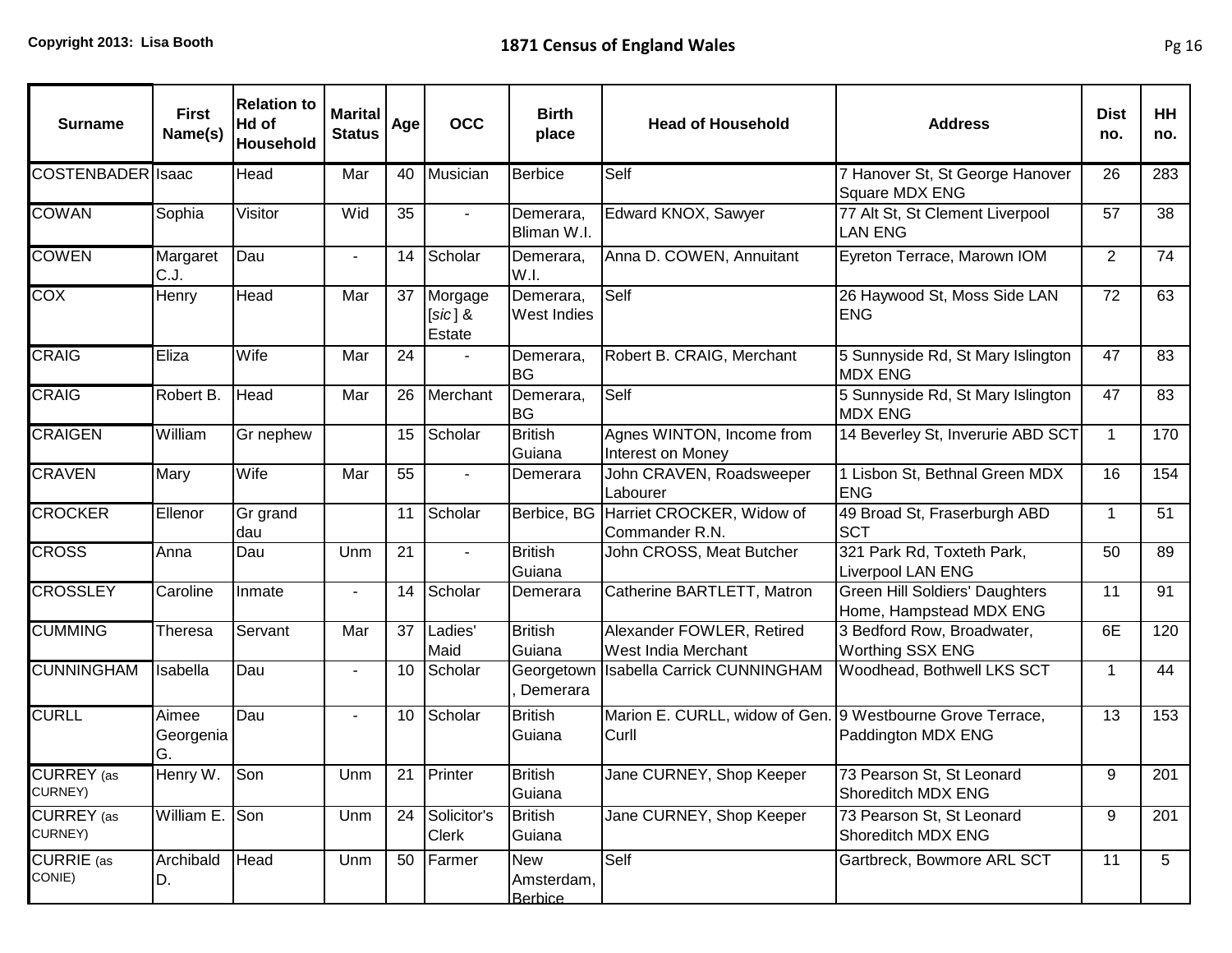| Surname | First Name(s) | Relation to Hd of Household | Marital Status | Age | OCC | Birth place | Head of Household | Address | Dist no. | HH no. |
|---|---|---|---|---|---|---|---|---|---|---|
| COSTENBADER | Isaac | Head | Mar | 40 | Musician | Berbice | Self | 7 Hanover St, St George Hanover Square MDX ENG | 26 | 283 |
| COWAN | Sophia | Visitor | Wid | 35 | - | Demerara, Bliman W.I. | Edward KNOX, Sawyer | 77 Alt St, St Clement Liverpool LAN ENG | 57 | 38 |
| COWEN | Margaret C.J. | Dau | - | 14 | Scholar | Demerara, W.I. | Anna D. COWEN, Annuitant | Eyreton Terrace, Marown IOM | 2 | 74 |
| COX | Henry | Head | Mar | 37 | Morgage [*sic*] & Estate | Demerara, West Indies | Self | 26 Haywood St, Moss Side LAN ENG | 72 | 63 |
| CRAIG | Eliza | Wife | Mar | 24 | - | Demerara, BG | Robert B. CRAIG, Merchant | 5 Sunnyside Rd, St Mary Islington MDX ENG | 47 | 83 |
| CRAIG | Robert B. | Head | Mar | 26 | Merchant | Demerara, BG | Self | 5 Sunnyside Rd, St Mary Islington MDX ENG | 47 | 83 |
| CRAIGEN | William | Gr nephew | | 15 | Scholar | British Guiana | Agnes WINTON, Income from Interest on Money | 14 Beverley St, Inverurie ABD SCT | 1 | 170 |
| CRAVEN | Mary | Wife | Mar | 55 | - | Demerara | John CRAVEN, Roadsweeper Labourer | 1 Lisbon St, Bethnal Green MDX ENG | 16 | 154 |
| CROCKER | Ellenor | Gr grand dau | | 11 | Scholar | Berbice, BG | Harriet CROCKER, Widow of Commander R.N. | 49 Broad St, Fraserburgh ABD SCT | 1 | 51 |
| CROSS | Anna | Dau | Unm | 21 | - | British Guiana | John CROSS, Meat Butcher | 321 Park Rd, Toxteth Park, Liverpool LAN ENG | 50 | 89 |
| CROSSLEY | Caroline | Inmate | - | 14 | Scholar | Demerara | Catherine BARTLETT, Matron | Green Hill Soldiers' Daughters Home, Hampstead MDX ENG | 11 | 91 |
| CUMMING | Theresa | Servant | Mar | 37 | Ladies' Maid | British Guiana | Alexander FOWLER, Retired West India Merchant | 3 Bedford Row, Broadwater, Worthing SSX ENG | 6E | 120 |
| CUNNINGHAM | Isabella | Dau | - | 10 | Scholar | Georgetown, Demerara | Isabella Carrick CUNNINGHAM | Woodhead, Bothwell LKS SCT | 1 | 44 |
| CURLL | Aimee Georgenia G. | Dau | - | 10 | Scholar | British Guiana | Marion E. CURLL, widow of Gen. Curll | 9 Westbourne Grove Terrace, Paddington MDX ENG | 13 | 153 |
| CURREY (as CURNEY) | Henry W. | Son | Unm | 21 | Printer | British Guiana | Jane CURNEY, Shop Keeper | 73 Pearson St, St Leonard Shoreditch MDX ENG | 9 | 201 |
| CURREY (as CURNEY) | William E. | Son | Unm | 24 | Solicitor's Clerk | British Guiana | Jane CURNEY, Shop Keeper | 73 Pearson St, St Leonard Shoreditch MDX ENG | 9 | 201 |
| CURRIE (as CONIE) | Archibald D. | Head | Unm | 50 | Farmer | New Amsterdam, Berbice | Self | Gartbreck, Bowmore ARL SCT | 11 | 5 |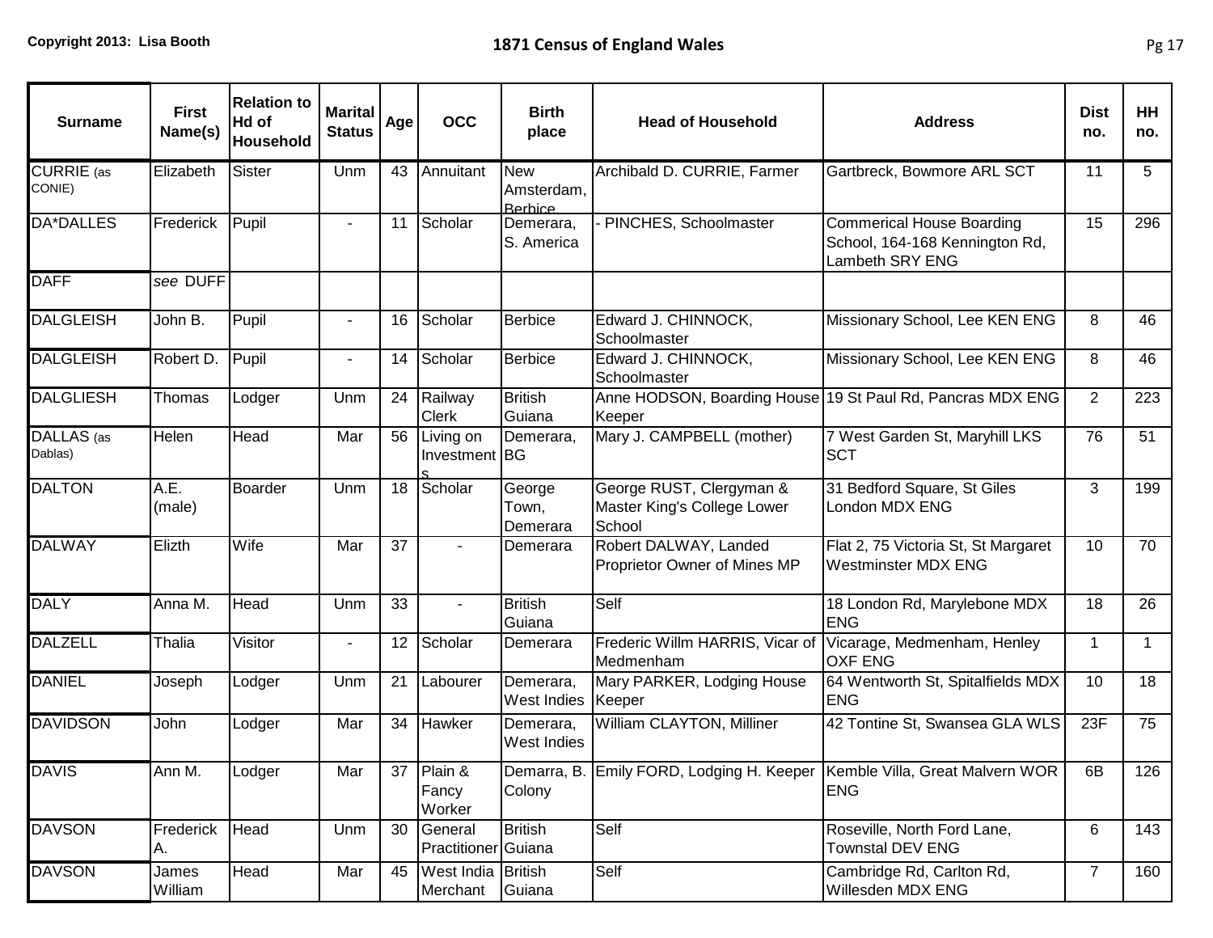| Surname | First Name(s) | Relation to Hd of Household | Marital Status | Age | OCC | Birth place | Head of Household | Address | Dist no. | HH no. |
|---|---|---|---|---|---|---|---|---|---|---|
| CURRIE (as CONIE) | Elizabeth | Sister | Unm | 43 | Annuitant | New Amsterdam, Berbice | Archibald D. CURRIE, Farmer | Gartbreck, Bowmore ARL SCT | 11 | 5 |
| DA*DALLES | Frederick | Pupil | - | 11 | Scholar | Demerara, S. America | - PINCHES, Schoolmaster | Commerical House Boarding School, 164-168 Kennington Rd, Lambeth SRY ENG | 15 | 296 |
| DAFF | *see* DUFF | | | | | | | | | |
| DALGLEISH | John B. | Pupil | - | 16 | Scholar | Berbice | Edward J. CHINNOCK, Schoolmaster | Missionary School, Lee KEN ENG | 8 | 46 |
| DALGLEISH | Robert D. | Pupil | - | 14 | Scholar | Berbice | Edward J. CHINNOCK, Schoolmaster | Missionary School, Lee KEN ENG | 8 | 46 |
| DALGLIESH | Thomas | Lodger | Unm | 24 | Railway Clerk | British Guiana | Anne HODSON, Boarding House Keeper | 19 St Paul Rd, Pancras MDX ENG | 2 | 223 |
| DALLAS (as Dablas) | Helen | Head | Mar | 56 | Living on Investments | Demerara, BG | Mary J. CAMPBELL (mother) | 7 West Garden St, Maryhill LKS SCT | 76 | 51 |
| DALTON | A.E. (male) | Boarder | Unm | 18 | Scholar | George Town, Demerara | George RUST, Clergyman & Master King's College Lower School | 31 Bedford Square, St Giles London MDX ENG | 3 | 199 |
| DALWAY | Elizth | Wife | Mar | 37 | - | Demerara | Robert DALWAY, Landed Proprietor Owner of Mines MP | Flat 2, 75 Victoria St, St Margaret Westminster MDX ENG | 10 | 70 |
| DALY | Anna M. | Head | Unm | 33 | - | British Guiana | Self | 18 London Rd, Marylebone MDX ENG | 18 | 26 |
| DALZELL | Thalia | Visitor | - | 12 | Scholar | Demerara | Frederic Willm HARRIS, Vicar of Medmenham | Vicarage, Medmenham, Henley OXF ENG | 1 | 1 |
| DANIEL | Joseph | Lodger | Unm | 21 | Labourer | Demerara, West Indies | Mary PARKER, Lodging House Keeper | 64 Wentworth St, Spitalfields MDX ENG | 10 | 18 |
| DAVIDSON | John | Lodger | Mar | 34 | Hawker | Demerara, West Indies | William CLAYTON, Milliner | 42 Tontine St, Swansea GLA WLS | 23F | 75 |
| DAVIS | Ann M. | Lodger | Mar | 37 | Plain & Fancy Worker | Demarra, B. Colony | Emily FORD, Lodging H. Keeper | Kemble Villa, Great Malvern WOR ENG | 6B | 126 |
| DAVSON | Frederick A. | Head | Unm | 30 | General Practitioner | British Guiana | Self | Roseville, North Ford Lane, Townstal DEV ENG | 6 | 143 |
| DAVSON | James William | Head | Mar | 45 | West India Merchant | British Guiana | Self | Cambridge Rd, Carlton Rd, Willesden MDX ENG | 7 | 160 |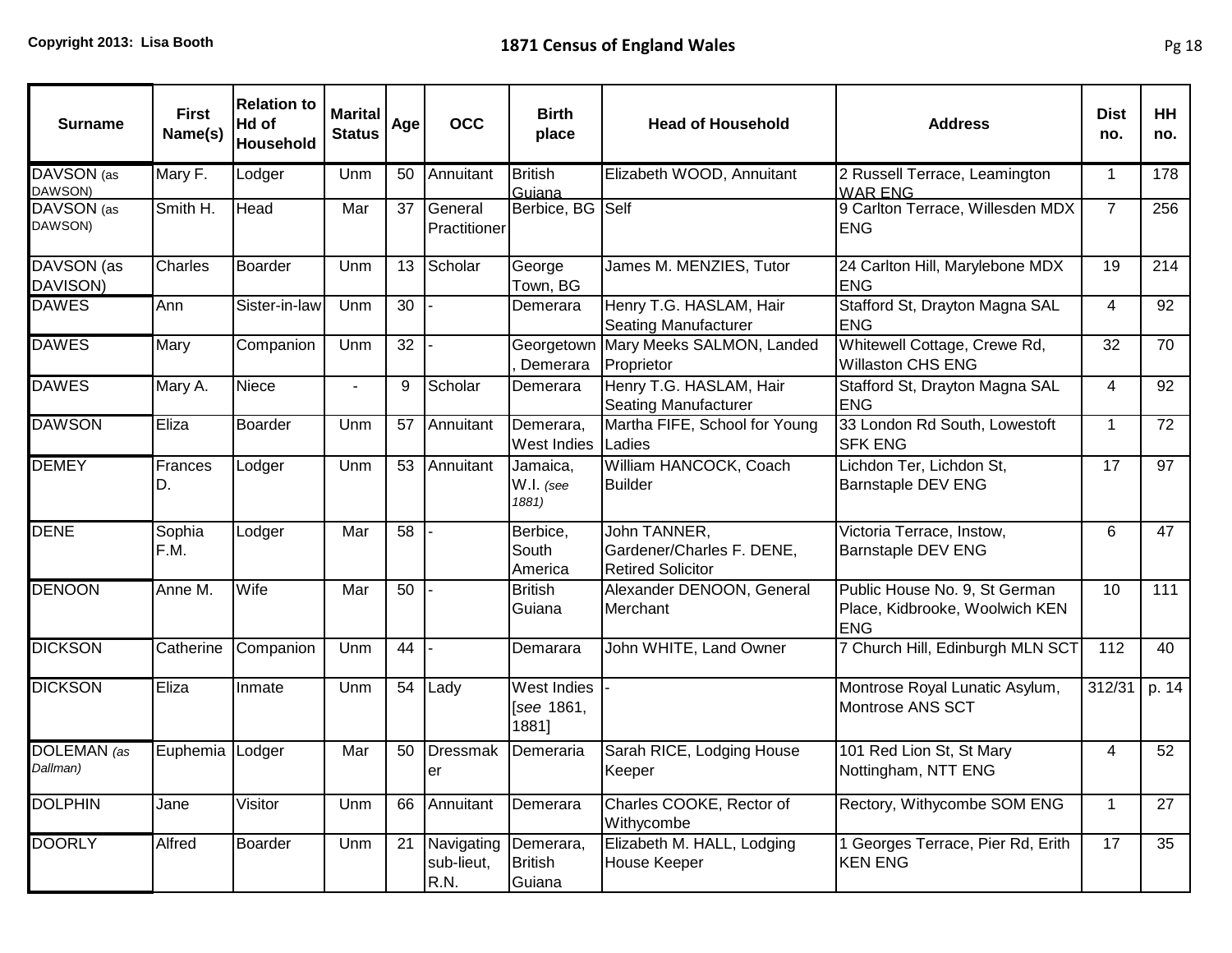| Surname | First Name(s) | Relation to Hd of Household | Marital Status | Age | OCC | Birth place | Head of Household | Address | Dist no. | HH no. |
|---|---|---|---|---|---|---|---|---|---|---|
| DAVSON (as DAWSON) | Mary F. | Lodger | Unm | 50 | Annuitant | British Guiana | Elizabeth WOOD, Annuitant | 2 Russell Terrace, Leamington WAR ENG | 1 | 178 |
| DAVSON (as DAWSON) | Smith H. | Head | Mar | 37 | General Practitioner | Berbice, BG | Self | 9 Carlton Terrace, Willesden MDX ENG | 7 | 256 |
| DAVSON (as DAVISON) | Charles | Boarder | Unm | 13 | Scholar | George Town, BG | James M. MENZIES, Tutor | 24 Carlton Hill, Marylebone MDX ENG | 19 | 214 |
| DAWES | Ann | Sister-in-law | Unm | 30 | - | Demerara | Henry T.G. HASLAM, Hair Seating Manufacturer | Stafford St, Drayton Magna SAL ENG | 4 | 92 |
| DAWES | Mary | Companion | Unm | 32 | - | Georgetown, Demerara | Mary Meeks SALMON, Landed Proprietor | Whitewell Cottage, Crewe Rd, Willaston CHS ENG | 32 | 70 |
| DAWES | Mary A. | Niece | - | 9 | Scholar | Demerara | Henry T.G. HASLAM, Hair Seating Manufacturer | Stafford St, Drayton Magna SAL ENG | 4 | 92 |
| DAWSON | Eliza | Boarder | Unm | 57 | Annuitant | Demerara, West Indies | Martha FIFE, School for Young Ladies | 33 London Rd South, Lowestoft SFK ENG | 1 | 72 |
| DEMEY | Frances D. | Lodger | Unm | 53 | Annuitant | Jamaica, W.I. *(see 1881)* | William HANCOCK, Coach Builder | Lichdon Ter, Lichdon St, Barnstaple DEV ENG | 17 | 97 |
| DENE | Sophia F.M. | Lodger | Mar | 58 | - | Berbice, South America | John TANNER, Gardener/Charles F. DENE, Retired Solicitor | Victoria Terrace, Instow, Barnstaple DEV ENG | 6 | 47 |
| DENOON | Anne M. | Wife | Mar | 50 | - | British Guiana | Alexander DENOON, General Merchant | Public House No. 9, St German Place, Kidbrooke, Woolwich KEN ENG | 10 | 111 |
| DICKSON | Catherine | Companion | Unm | 44 | - | Demarara | John WHITE, Land Owner | 7 Church Hill, Edinburgh MLN SCT | 112 | 40 |
| DICKSON | Eliza | Inmate | Unm | 54 | Lady | West Indies [*see* 1861, 1881] | - | Montrose Royal Lunatic Asylum, Montrose ANS SCT | 312/31 | p. 14 |
| DOLEMAN *(as Dallman)* | Euphemia | Lodger | Mar | 50 | Dressmaker | Demeraria | Sarah RICE, Lodging House Keeper | 101 Red Lion St, St Mary Nottingham, NTT ENG | 4 | 52 |
| DOLPHIN | Jane | Visitor | Unm | 66 | Annuitant | Demerara | Charles COOKE, Rector of Withycombe | Rectory, Withycombe SOM ENG | 1 | 27 |
| DOORLY | Alfred | Boarder | Unm | 21 | Navigating sub-lieut, R.N. | Demerara, British Guiana | Elizabeth M. HALL, Lodging House Keeper | 1 Georges Terrace, Pier Rd, Erith KEN ENG | 17 | 35 |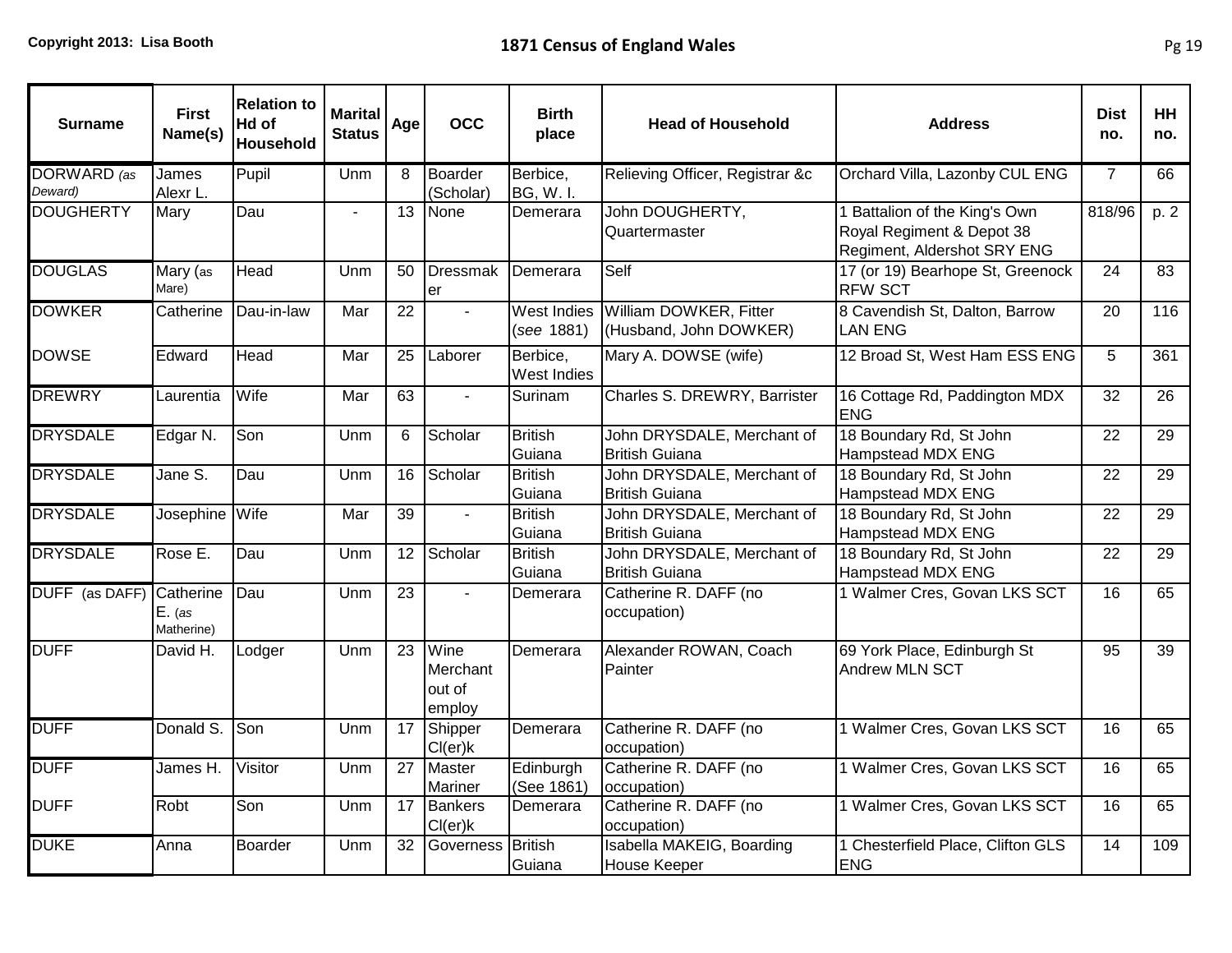# 1871 Census of England Wales

| Surname | First Name(s) | Relation to Hd of Household | Marital Status | Age | OCC | Birth place | Head of Household | Address | Dist no. | HH no. |
|---|---|---|---|---|---|---|---|---|---|---|
| DORWARD *(as Deward)* | James Alexr L. | Pupil | Unm | 8 | Boarder (Scholar) | Berbice, BG, W. I. | Relieving Officer, Registrar &c | Orchard Villa, Lazonby CUL ENG | 7 | 66 |
| DOUGHERTY | Mary | Dau | - | 13 | None | Demerara | John DOUGHERTY, Quartermaster | 1 Battalion of the King's Own Royal Regiment & Depot 38 Regiment, Aldershot SRY ENG | 818/96 | p. 2 |
| DOUGLAS | Mary (as Mare) | Head | Unm | 50 | Dressmaker | Demerara | Self | 17 (or 19) Bearhope St, Greenock RFW SCT | 24 | 83 |
| DOWKER | Catherine | Dau-in-law | Mar | 22 | - | West Indies (*see* 1881) | William DOWKER, Fitter (Husband, John DOWKER) | 8 Cavendish St, Dalton, Barrow LAN ENG | 20 | 116 |
| DOWSE | Edward | Head | Mar | 25 | Laborer | Berbice, West Indies | Mary A. DOWSE (wife) | 12 Broad St, West Ham ESS ENG | 5 | 361 |
| DREWRY | Laurentia | Wife | Mar | 63 | - | Surinam | Charles S. DREWRY, Barrister | 16 Cottage Rd, Paddington MDX ENG | 32 | 26 |
| DRYSDALE | Edgar N. | Son | Unm | 6 | Scholar | British Guiana | John DRYSDALE, Merchant of British Guiana | 18 Boundary Rd, St John Hampstead MDX ENG | 22 | 29 |
| DRYSDALE | Jane S. | Dau | Unm | 16 | Scholar | British Guiana | John DRYSDALE, Merchant of British Guiana | 18 Boundary Rd, St John Hampstead MDX ENG | 22 | 29 |
| DRYSDALE | Josephine | Wife | Mar | 39 | - | British Guiana | John DRYSDALE, Merchant of British Guiana | 18 Boundary Rd, St John Hampstead MDX ENG | 22 | 29 |
| DRYSDALE | Rose E. | Dau | Unm | 12 | Scholar | British Guiana | John DRYSDALE, Merchant of British Guiana | 18 Boundary Rd, St John Hampstead MDX ENG | 22 | 29 |
| DUFF (as DAFF) | Catherine E. (*as* Matherine) | Dau | Unm | 23 | - | Demerara | Catherine R. DAFF (no occupation) | 1 Walmer Cres, Govan LKS SCT | 16 | 65 |
| DUFF | David H. | Lodger | Unm | 23 | Wine Merchant out of employ | Demerara | Alexander ROWAN, Coach Painter | 69 York Place, Edinburgh St Andrew MLN SCT | 95 | 39 |
| DUFF | Donald S. | Son | Unm | 17 | Shipper Cl(er)k | Demerara | Catherine R. DAFF (no occupation) | 1 Walmer Cres, Govan LKS SCT | 16 | 65 |
| DUFF | James H. | Visitor | Unm | 27 | Master Mariner | Edinburgh (See 1861) | Catherine R. DAFF (no occupation) | 1 Walmer Cres, Govan LKS SCT | 16 | 65 |
| DUFF | Robt | Son | Unm | 17 | Bankers Cl(er)k | Demerara | Catherine R. DAFF (no occupation) | 1 Walmer Cres, Govan LKS SCT | 16 | 65 |
| DUKE | Anna | Boarder | Unm | 32 | Governess | British Guiana | Isabella MAKEIG, Boarding House Keeper | 1 Chesterfield Place, Clifton GLS ENG | 14 | 109 |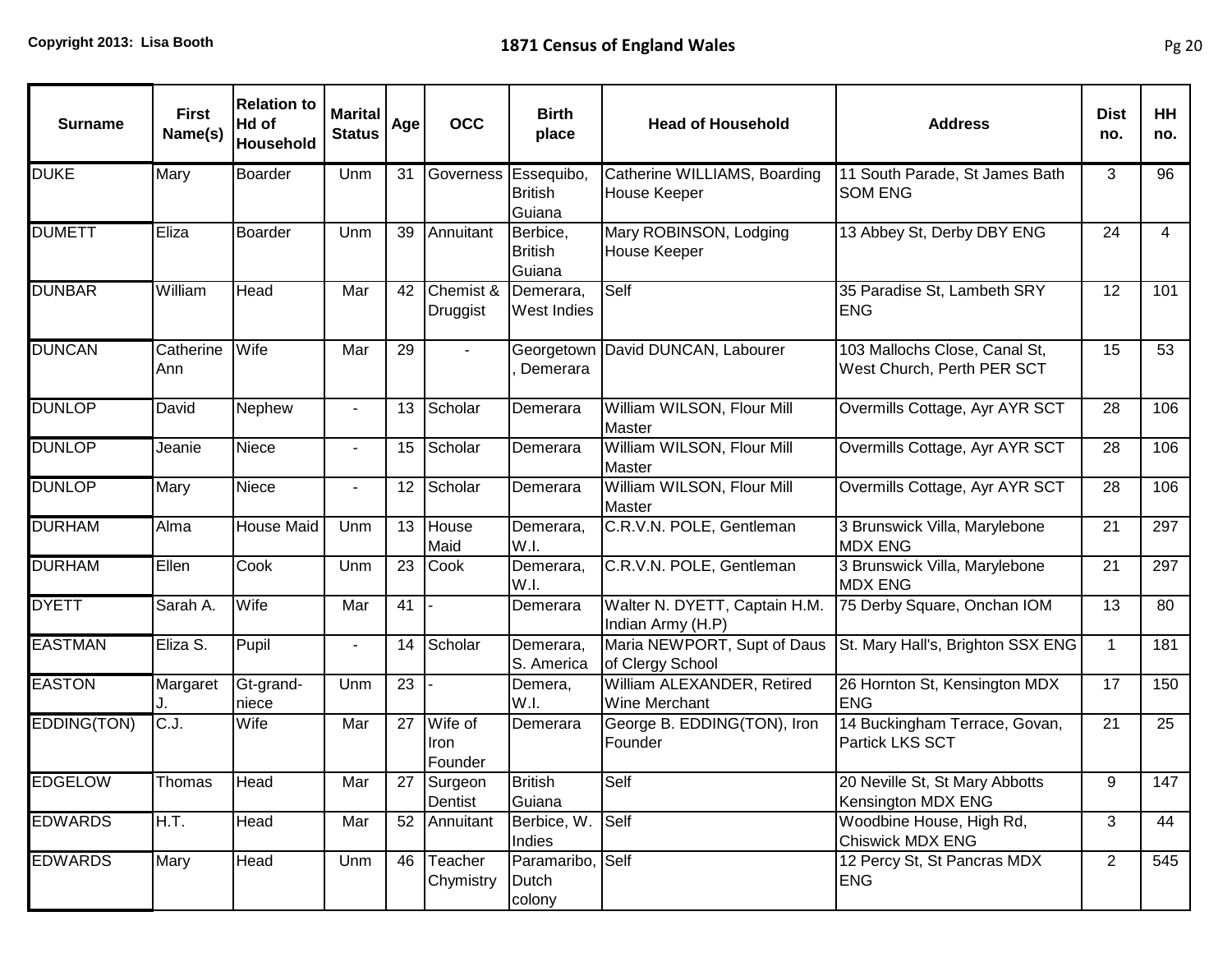| Surname | First Name(s) | Relation to Hd of Household | Marital Status | Age | OCC | Birth place | Head of Household | Address | Dist no. | HH no. |
|---|---|---|---|---|---|---|---|---|---|---|
| DUKE | Mary | Boarder | Unm | 31 | Governess | Essequibo, British Guiana | Catherine WILLIAMS, Boarding House Keeper | 11 South Parade, St James Bath SOM ENG | 3 | 96 |
| DUMETT | Eliza | Boarder | Unm | 39 | Annuitant | Berbice, British Guiana | Mary ROBINSON, Lodging House Keeper | 13 Abbey St, Derby DBY ENG | 24 | 4 |
| DUNBAR | William | Head | Mar | 42 | Chemist & Druggist | Demerara, West Indies | Self | 35 Paradise St, Lambeth SRY ENG | 12 | 101 |
| DUNCAN | Catherine Ann | Wife | Mar | 29 | - | Georgetown, Demerara | David DUNCAN, Labourer | 103 Mallochs Close, Canal St, West Church, Perth PER SCT | 15 | 53 |
| DUNLOP | David | Nephew | - | 13 | Scholar | Demerara | William WILSON, Flour Mill Master | Overmills Cottage, Ayr AYR SCT | 28 | 106 |
| DUNLOP | Jeanie | Niece | - | 15 | Scholar | Demerara | William WILSON, Flour Mill Master | Overmills Cottage, Ayr AYR SCT | 28 | 106 |
| DUNLOP | Mary | Niece | - | 12 | Scholar | Demerara | William WILSON, Flour Mill Master | Overmills Cottage, Ayr AYR SCT | 28 | 106 |
| DURHAM | Alma | House Maid | Unm | 13 | House Maid | Demerara, W.I. | C.R.V.N. POLE, Gentleman | 3 Brunswick Villa, Marylebone MDX ENG | 21 | 297 |
| DURHAM | Ellen | Cook | Unm | 23 | Cook | Demerara, W.I. | C.R.V.N. POLE, Gentleman | 3 Brunswick Villa, Marylebone MDX ENG | 21 | 297 |
| DYETT | Sarah A. | Wife | Mar | 41 | - | Demerara | Walter N. DYETT, Captain H.M. Indian Army (H.P) | 75 Derby Square, Onchan IOM | 13 | 80 |
| EASTMAN | Eliza S. | Pupil | - | 14 | Scholar | Demerara, S. America | Maria NEWPORT, Supt of Daus of Clergy School | St. Mary Hall's, Brighton SSX ENG | 1 | 181 |
| EASTON | Margaret J. | Gt-grand-niece | Unm | 23 | - | Demera, W.I. | William ALEXANDER, Retired Wine Merchant | 26 Hornton St, Kensington MDX ENG | 17 | 150 |
| EDDING(TON) | C.J. | Wife | Mar | 27 | Wife of Iron Founder | Demerara | George B. EDDING(TON), Iron Founder | 14 Buckingham Terrace, Govan, Partick LKS SCT | 21 | 25 |
| EDGELOW | Thomas | Head | Mar | 27 | Surgeon Dentist | British Guiana | Self | 20 Neville St, St Mary Abbotts Kensington MDX ENG | 9 | 147 |
| EDWARDS | H.T. | Head | Mar | 52 | Annuitant | Berbice, W. Indies | Self | Woodbine House, High Rd, Chiswick MDX ENG | 3 | 44 |
| EDWARDS | Mary | Head | Unm | 46 | Teacher Chymistry | Paramaribo, Dutch colony | Self | 12 Percy St, St Pancras MDX ENG | 2 | 545 |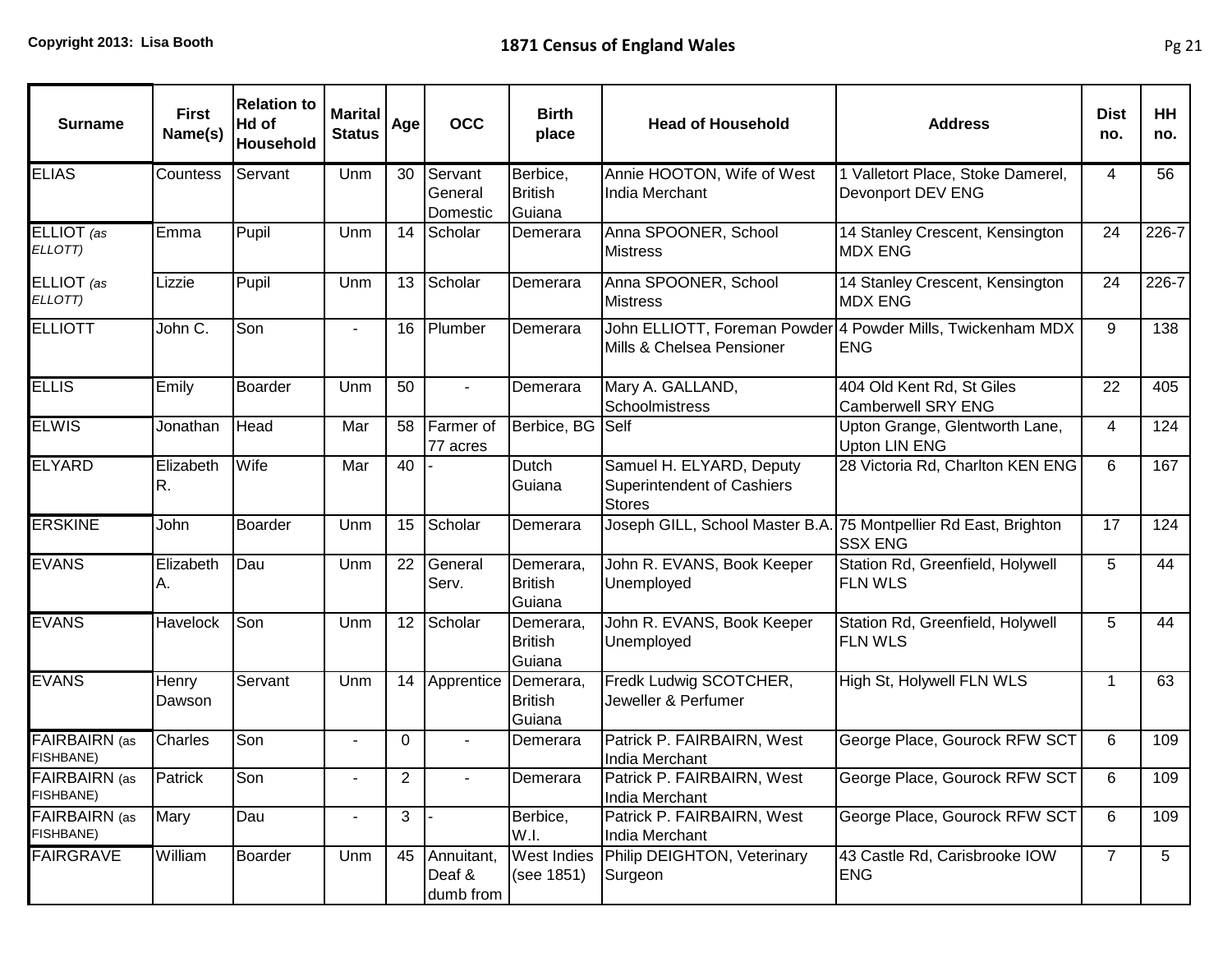# 1871 Census of England Wales

| Surname | First Name(s) | Relation to Hd of Household | Marital Status | Age | OCC | Birth place | Head of Household | Address | Dist no. | HH no. |
|---|---|---|---|---|---|---|---|---|---|---|
| ELIAS | Countess | Servant | Unm | 30 | Servant General Domestic | Berbice, British Guiana | Annie HOOTON, Wife of West India Merchant | 1 Valletort Place, Stoke Damerel, Devonport DEV ENG | 4 | 56 |
| ELLIOT *(as ELLOTT)* | Emma | Pupil | Unm | 14 | Scholar | Demerara | Anna SPOONER, School Mistress | 14 Stanley Crescent, Kensington MDX ENG | 24 | 226-7 |
| ELLIOT *(as ELLOTT)* | Lizzie | Pupil | Unm | 13 | Scholar | Demerara | Anna SPOONER, School Mistress | 14 Stanley Crescent, Kensington MDX ENG | 24 | 226-7 |
| ELLIOTT | John C. | Son | - | 16 | Plumber | Demerara | John ELLIOTT, Foreman Powder Mills & Chelsea Pensioner | 4 Powder Mills, Twickenham MDX ENG | 9 | 138 |
| ELLIS | Emily | Boarder | Unm | 50 | - | Demerara | Mary A. GALLAND, Schoolmistress | 404 Old Kent Rd, St Giles Camberwell SRY ENG | 22 | 405 |
| ELWIS | Jonathan | Head | Mar | 58 | Farmer of 77 acres | Berbice, BG | Self | Upton Grange, Glentworth Lane, Upton LIN ENG | 4 | 124 |
| ELYARD | Elizabeth R. | Wife | Mar | 40 | - | Dutch Guiana | Samuel H. ELYARD, Deputy Superintendent of Cashiers Stores | 28 Victoria Rd, Charlton KEN ENG | 6 | 167 |
| ERSKINE | John | Boarder | Unm | 15 | Scholar | Demerara | Joseph GILL, School Master B.A. | 75 Montpellier Rd East, Brighton SSX ENG | 17 | 124 |
| EVANS | Elizabeth A. | Dau | Unm | 22 | General Serv. | Demerara, British Guiana | John R. EVANS, Book Keeper Unemployed | Station Rd, Greenfield, Holywell FLN WLS | 5 | 44 |
| EVANS | Havelock | Son | Unm | 12 | Scholar | Demerara, British Guiana | John R. EVANS, Book Keeper Unemployed | Station Rd, Greenfield, Holywell FLN WLS | 5 | 44 |
| EVANS | Henry Dawson | Servant | Unm | 14 | Apprentice | Demerara, British Guiana | Fredk Ludwig SCOTCHER, Jeweller & Perfumer | High St, Holywell FLN WLS | 1 | 63 |
| FAIRBAIRN (as FISHBANE) | Charles | Son | - | 0 | - | Demerara | Patrick P. FAIRBAIRN, West India Merchant | George Place, Gourock RFW SCT | 6 | 109 |
| FAIRBAIRN (as FISHBANE) | Patrick | Son | - | 2 | - | Demerara | Patrick P. FAIRBAIRN, West India Merchant | George Place, Gourock RFW SCT | 6 | 109 |
| FAIRBAIRN (as FISHBANE) | Mary | Dau | - | 3 | - | Berbice, W.I. | Patrick P. FAIRBAIRN, West India Merchant | George Place, Gourock RFW SCT | 6 | 109 |
| FAIRGRAVE | William | Boarder | Unm | 45 | Annuitant, Deaf & dumb from | West Indies (see 1851) | Philip DEIGHTON, Veterinary Surgeon | 43 Castle Rd, Carisbrooke IOW ENG | 7 | 5 |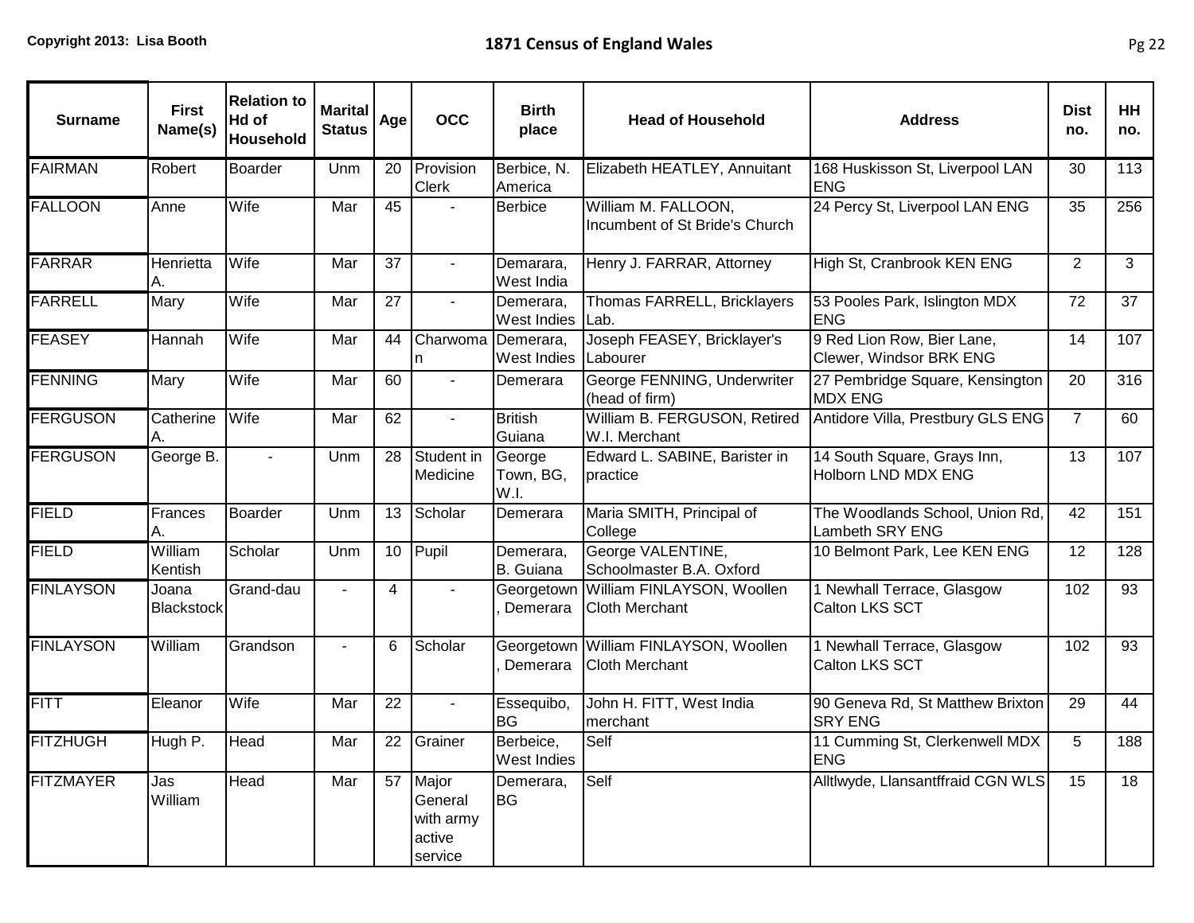| Surname | First Name(s) | Relation to Hd of Household | Marital Status | Age | OCC | Birth place | Head of Household | Address | Dist no. | HH no. |
|---|---|---|---|---|---|---|---|---|---|---|
| FAIRMAN | Robert | Boarder | Unm | 20 | Provision Clerk | Berbice, N. America | Elizabeth HEATLEY, Annuitant | 168 Huskisson St, Liverpool LAN ENG | 30 | 113 |
| FALLOON | Anne | Wife | Mar | 45 | - | Berbice | William M. FALLOON, Incumbent of St Bride's Church | 24 Percy St, Liverpool LAN ENG | 35 | 256 |
| FARRAR | Henrietta A. | Wife | Mar | 37 | - | Demarara, West India | Henry J. FARRAR, Attorney | High St, Cranbrook KEN ENG | 2 | 3 |
| FARRELL | Mary | Wife | Mar | 27 | - | Demerara, West Indies | Thomas FARRELL, Bricklayers Lab. | 53 Pooles Park, Islington MDX ENG | 72 | 37 |
| FEASEY | Hannah | Wife | Mar | 44 | Charwoman | Demerara, West Indies | Joseph FEASEY, Bricklayer's Labourer | 9 Red Lion Row, Bier Lane, Clewer, Windsor BRK ENG | 14 | 107 |
| FENNING | Mary | Wife | Mar | 60 | - | Demerara | George FENNING, Underwriter (head of firm) | 27 Pembridge Square, Kensington MDX ENG | 20 | 316 |
| FERGUSON | Catherine A. | Wife | Mar | 62 | - | British Guiana | William B. FERGUSON, Retired W.I. Merchant | Antidore Villa, Prestbury GLS ENG | 7 | 60 |
| FERGUSON | George B. | - | Unm | 28 | Student in Medicine | George Town, BG, W.I. | Edward L. SABINE, Barister in practice | 14 South Square, Grays Inn, Holborn LND MDX ENG | 13 | 107 |
| FIELD | Frances A. | Boarder | Unm | 13 | Scholar | Demerara | Maria SMITH, Principal of College | The Woodlands School, Union Rd, Lambeth SRY ENG | 42 | 151 |
| FIELD | William Kentish | Scholar | Unm | 10 | Pupil | Demerara, B. Guiana | George VALENTINE, Schoolmaster B.A. Oxford | 10 Belmont Park, Lee KEN ENG | 12 | 128 |
| FINLAYSON | Joana Blackstock | Grand-dau | - | 4 | - | Georgetown, Demerara | William FINLAYSON, Woollen Cloth Merchant | 1 Newhall Terrace, Glasgow Calton LKS SCT | 102 | 93 |
| FINLAYSON | William | Grandson | - | 6 | Scholar | Georgetown, Demerara | William FINLAYSON, Woollen Cloth Merchant | 1 Newhall Terrace, Glasgow Calton LKS SCT | 102 | 93 |
| FITT | Eleanor | Wife | Mar | 22 | - | Essequibo, BG | John H. FITT, West India merchant | 90 Geneva Rd, St Matthew Brixton SRY ENG | 29 | 44 |
| FITZHUGH | Hugh P. | Head | Mar | 22 | Grainer | Berbeice, West Indies | Self | 11 Cumming St, Clerkenwell MDX ENG | 5 | 188 |
| FITZMAYER | Jas William | Head | Mar | 57 | Major General with army active service | Demerara, BG | Self | Alltlwyde, Llansantffraid CGN WLS | 15 | 18 |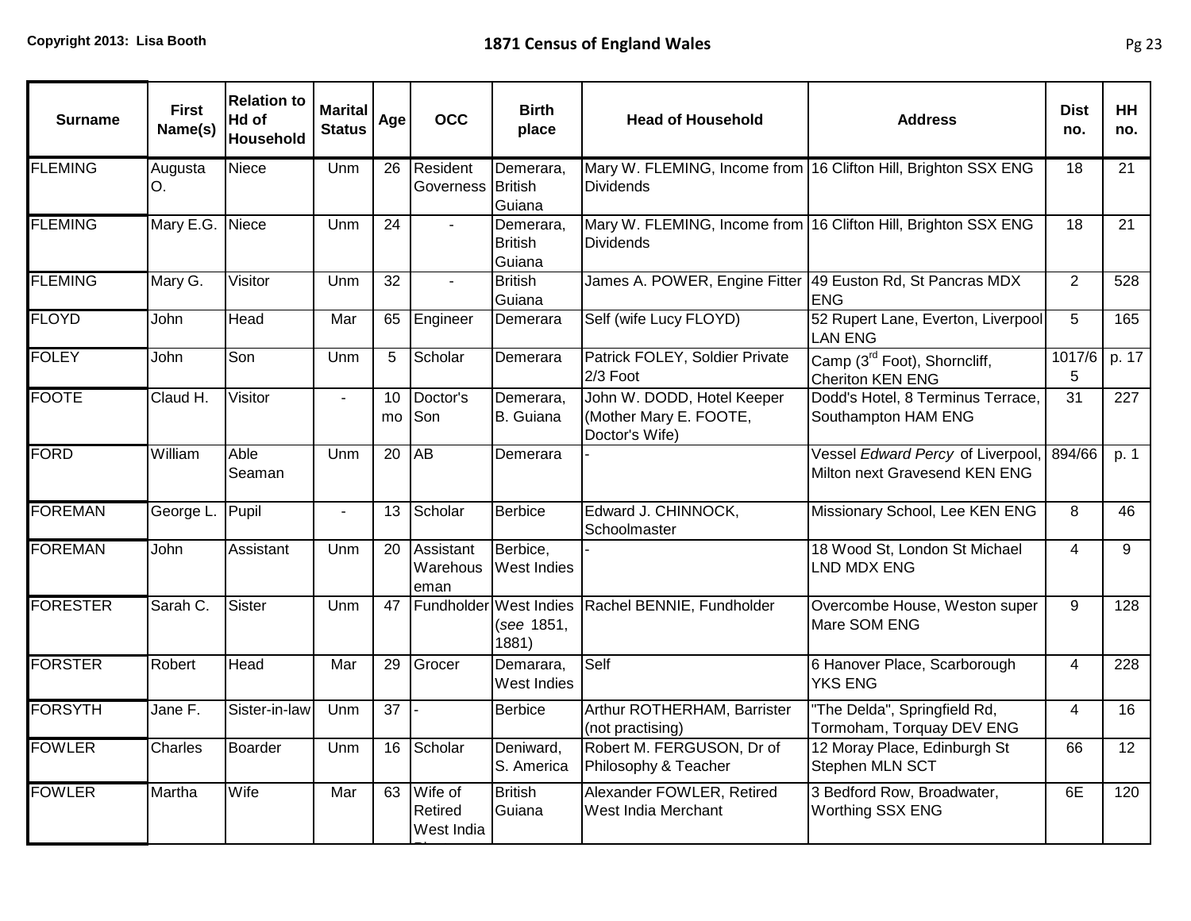| Surname | First Name(s) | Relation to Hd of Household | Marital Status | Age | OCC | Birth place | Head of Household | Address | Dist no. | HH no. |
|---|---|---|---|---|---|---|---|---|---|---|
| FLEMING | Augusta O. | Niece | Unm | 26 | Resident Governess | Demerara, British Guiana | Mary W. FLEMING, Income from Dividends | 16 Clifton Hill, Brighton SSX ENG | 18 | 21 |
| FLEMING | Mary E.G. | Niece | Unm | 24 | - | Demerara, British Guiana | Mary W. FLEMING, Income from Dividends | 16 Clifton Hill, Brighton SSX ENG | 18 | 21 |
| FLEMING | Mary G. | Visitor | Unm | 32 | - | British Guiana | James A. POWER, Engine Fitter | 49 Euston Rd, St Pancras MDX ENG | 2 | 528 |
| FLOYD | John | Head | Mar | 65 | Engineer | Demerara | Self (wife Lucy FLOYD) | 52 Rupert Lane, Everton, Liverpool LAN ENG | 5 | 165 |
| FOLEY | John | Son | Unm | 5 | Scholar | Demerara | Patrick FOLEY, Soldier Private 2/3 Foot | Camp (3rd Foot), Shorncliff, Cheriton KEN ENG | 1017/65 | p. 17 |
| FOOTE | Claud H. | Visitor | - | 10 mo | Doctor's Son | Demerara, B. Guiana | John W. DODD, Hotel Keeper (Mother Mary E. FOOTE, Doctor's Wife) | Dodd's Hotel, 8 Terminus Terrace, Southampton HAM ENG | 31 | 227 |
| FORD | William | Able Seaman | Unm | 20 | AB | Demerara | - | Vessel *Edward Percy* of Liverpool, Milton next Gravesend KEN ENG | 894/66 | p. 1 |
| FOREMAN | George L. | Pupil | - | 13 | Scholar | Berbice | Edward J. CHINNOCK, Schoolmaster | Missionary School, Lee KEN ENG | 8 | 46 |
| FOREMAN | John | Assistant | Unm | 20 | Assistant Warehouseman | Berbice, West Indies | - | 18 Wood St, London St Michael LND MDX ENG | 4 | 9 |
| FORESTER | Sarah C. | Sister | Unm | 47 | Fundholder | West Indies (*see* 1851, 1881) | Rachel BENNIE, Fundholder | Overcombe House, Weston super Mare SOM ENG | 9 | 128 |
| FORSTER | Robert | Head | Mar | 29 | Grocer | Demarara, West Indies | Self | 6 Hanover Place, Scarborough YKS ENG | 4 | 228 |
| FORSYTH | Jane F. | Sister-in-law | Unm | 37 | - | Berbice | Arthur ROTHERHAM, Barrister (not practising) | "The Delda", Springfield Rd, Tormoham, Torquay DEV ENG | 4 | 16 |
| FOWLER | Charles | Boarder | Unm | 16 | Scholar | Deniward, S. America | Robert M. FERGUSON, Dr of Philosophy & Teacher | 12 Moray Place, Edinburgh St Stephen MLN SCT | 66 | 12 |
| FOWLER | Martha | Wife | Mar | 63 | Wife of Retired West India | British Guiana | Alexander FOWLER, Retired West India Merchant | 3 Bedford Row, Broadwater, Worthing SSX ENG | 6E | 120 |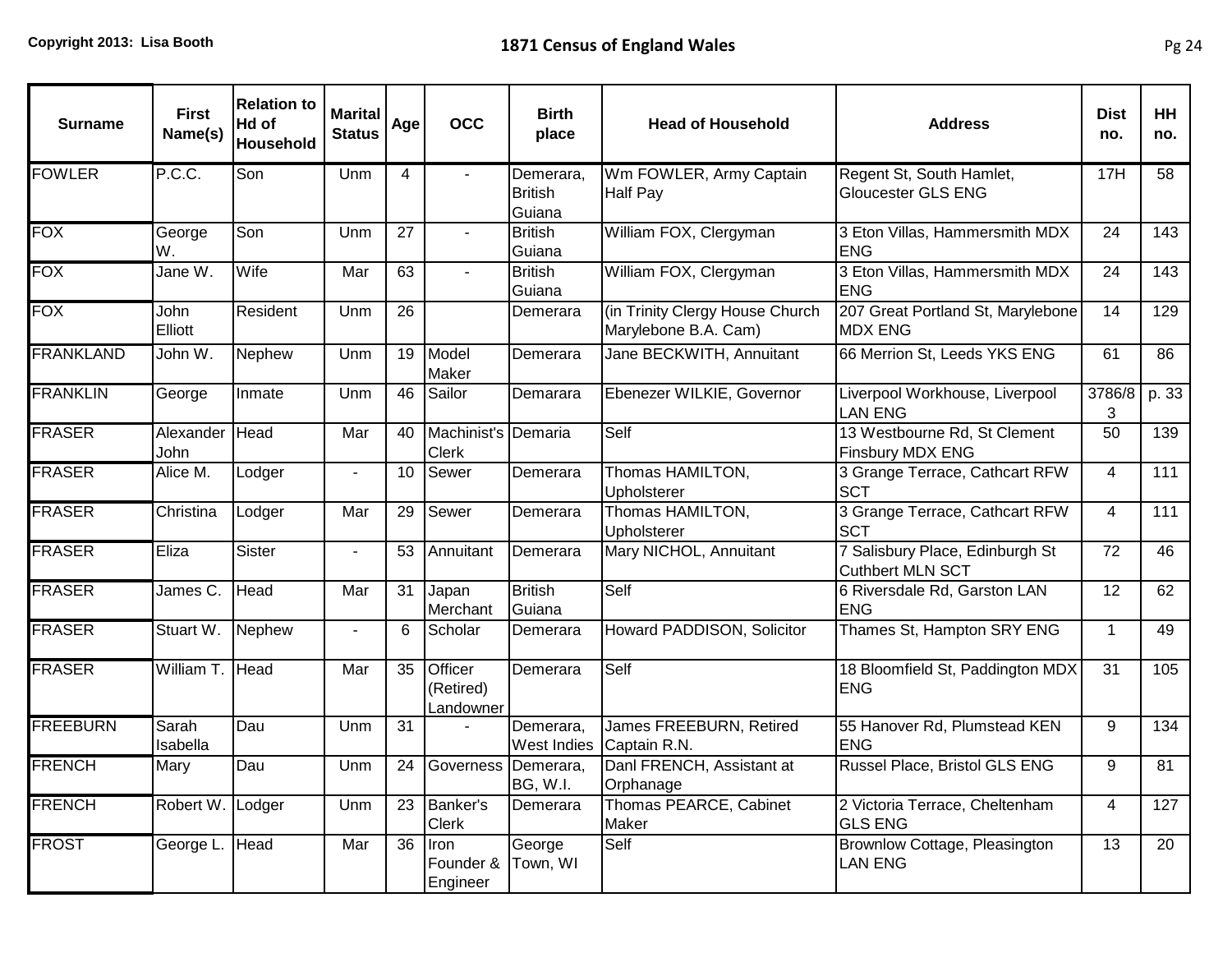| Surname | First Name(s) | Relation to Hd of Household | Marital Status | Age | OCC | Birth place | Head of Household | Address | Dist no. | HH no. |
|---|---|---|---|---|---|---|---|---|---|---|
| FOWLER | P.C.C. | Son | Unm | 4 | - | Demerara, British Guiana | Wm FOWLER, Army Captain Half Pay | Regent St, South Hamlet, Gloucester GLS ENG | 17H | 58 |
| FOX | George W. | Son | Unm | 27 | - | British Guiana | William FOX, Clergyman | 3 Eton Villas, Hammersmith MDX ENG | 24 | 143 |
| FOX | Jane W. | Wife | Mar | 63 | - | British Guiana | William FOX, Clergyman | 3 Eton Villas, Hammersmith MDX ENG | 24 | 143 |
| FOX | John Elliott | Resident | Unm | 26 | | Demerara | (in Trinity Clergy House Church Marylebone B.A. Cam) | 207 Great Portland St, Marylebone MDX ENG | 14 | 129 |
| FRANKLAND | John W. | Nephew | Unm | 19 | Model Maker | Demerara | Jane BECKWITH, Annuitant | 66 Merrion St, Leeds YKS ENG | 61 | 86 |
| FRANKLIN | George | Inmate | Unm | 46 | Sailor | Demarara | Ebenezer WILKIE, Governor | Liverpool Workhouse, Liverpool LAN ENG | 3786/83 | p. 33 |
| FRASER | Alexander John | Head | Mar | 40 | Machinist's Clerk | Demaria | Self | 13 Westbourne Rd, St Clement Finsbury MDX ENG | 50 | 139 |
| FRASER | Alice M. | Lodger | - | 10 | Sewer | Demerara | Thomas HAMILTON, Upholsterer | 3 Grange Terrace, Cathcart RFW SCT | 4 | 111 |
| FRASER | Christina | Lodger | Mar | 29 | Sewer | Demerara | Thomas HAMILTON, Upholsterer | 3 Grange Terrace, Cathcart RFW SCT | 4 | 111 |
| FRASER | Eliza | Sister | - | 53 | Annuitant | Demerara | Mary NICHOL, Annuitant | 7 Salisbury Place, Edinburgh St Cuthbert MLN SCT | 72 | 46 |
| FRASER | James C. | Head | Mar | 31 | Japan Merchant | British Guiana | Self | 6 Riversdale Rd, Garston LAN ENG | 12 | 62 |
| FRASER | Stuart W. | Nephew | - | 6 | Scholar | Demerara | Howard PADDISON, Solicitor | Thames St, Hampton SRY ENG | 1 | 49 |
| FRASER | William T. | Head | Mar | 35 | Officer (Retired) Landowner | Demerara | Self | 18 Bloomfield St, Paddington MDX ENG | 31 | 105 |
| FREEBURN | Sarah Isabella | Dau | Unm | 31 | - | Demerara, West Indies | James FREEBURN, Retired Captain R.N. | 55 Hanover Rd, Plumstead KEN ENG | 9 | 134 |
| FRENCH | Mary | Dau | Unm | 24 | Governess | Demerara, BG, W.I. | Danl FRENCH, Assistant at Orphanage | Russel Place, Bristol GLS ENG | 9 | 81 |
| FRENCH | Robert W. | Lodger | Unm | 23 | Banker's Clerk | Demerara | Thomas PEARCE, Cabinet Maker | 2 Victoria Terrace, Cheltenham GLS ENG | 4 | 127 |
| FROST | George L. | Head | Mar | 36 | Iron Founder & Engineer | George Town, WI | Self | Brownlow Cottage, Pleasington LAN ENG | 13 | 20 |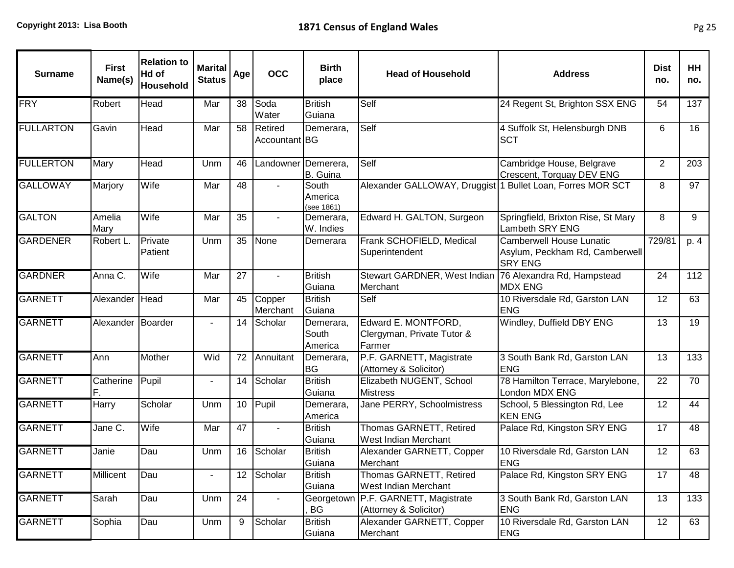| Surname | First Name(s) | Relation to Hd of Household | Marital Status | Age | OCC | Birth place | Head of Household | Address | Dist no. | HH no. |
|---|---|---|---|---|---|---|---|---|---|---|
| FRY | Robert | Head | Mar | 38 | Soda Water | British Guiana | Self | 24 Regent St, Brighton SSX ENG | 54 | 137 |
| FULLARTON | Gavin | Head | Mar | 58 | Retired Accountant | Demerara, BG | Self | 4 Suffolk St, Helensburgh DNB SCT | 6 | 16 |
| FULLERTON | Mary | Head | Unm | 46 | Landowner | Demerera, B. Guina | Self | Cambridge House, Belgrave Crescent, Torquay DEV ENG | 2 | 203 |
| GALLOWAY | Marjory | Wife | Mar | 48 | - | South America (see 1861) | Alexander GALLOWAY, Druggist | 1 Bullet Loan, Forres MOR SCT | 8 | 97 |
| GALTON | Amelia Mary | Wife | Mar | 35 | - | Demerara, W. Indies | Edward H. GALTON, Surgeon | Springfield, Brixton Rise, St Mary Lambeth SRY ENG | 8 | 9 |
| GARDENER | Robert L. | Private Patient | Unm | 35 | None | Demerara | Frank SCHOFIELD, Medical Superintendent | Camberwell House Lunatic Asylum, Peckham Rd, Camberwell SRY ENG | 729/81 | p. 4 |
| GARDNER | Anna C. | Wife | Mar | 27 | - | British Guiana | Stewart GARDNER, West Indian Merchant | 76 Alexandra Rd, Hampstead MDX ENG | 24 | 112 |
| GARNETT | Alexander | Head | Mar | 45 | Copper Merchant | British Guiana | Self | 10 Riversdale Rd, Garston LAN ENG | 12 | 63 |
| GARNETT | Alexander | Boarder | - | 14 | Scholar | Demerara, South America | Edward E. MONTFORD, Clergyman, Private Tutor & Farmer | Windley, Duffield DBY ENG | 13 | 19 |
| GARNETT | Ann | Mother | Wid | 72 | Annuitant | Demerara, BG | P.F. GARNETT, Magistrate (Attorney & Solicitor) | 3 South Bank Rd, Garston LAN ENG | 13 | 133 |
| GARNETT | Catherine F. | Pupil | - | 14 | Scholar | British Guiana | Elizabeth NUGENT, School Mistress | 78 Hamilton Terrace, Marylebone, London MDX ENG | 22 | 70 |
| GARNETT | Harry | Scholar | Unm | 10 | Pupil | Demerara, America | Jane PERRY, Schoolmistress | School, 5 Blessington Rd, Lee KEN ENG | 12 | 44 |
| GARNETT | Jane C. | Wife | Mar | 47 | - | British Guiana | Thomas GARNETT, Retired West Indian Merchant | Palace Rd, Kingston SRY ENG | 17 | 48 |
| GARNETT | Janie | Dau | Unm | 16 | Scholar | British Guiana | Alexander GARNETT, Copper Merchant | 10 Riversdale Rd, Garston LAN ENG | 12 | 63 |
| GARNETT | Millicent | Dau | - | 12 | Scholar | British Guiana | Thomas GARNETT, Retired West Indian Merchant | Palace Rd, Kingston SRY ENG | 17 | 48 |
| GARNETT | Sarah | Dau | Unm | 24 | - | Georgetown, BG | P.F. GARNETT, Magistrate (Attorney & Solicitor) | 3 South Bank Rd, Garston LAN ENG | 13 | 133 |
| GARNETT | Sophia | Dau | Unm | 9 | Scholar | British Guiana | Alexander GARNETT, Copper Merchant | 10 Riversdale Rd, Garston LAN ENG | 12 | 63 |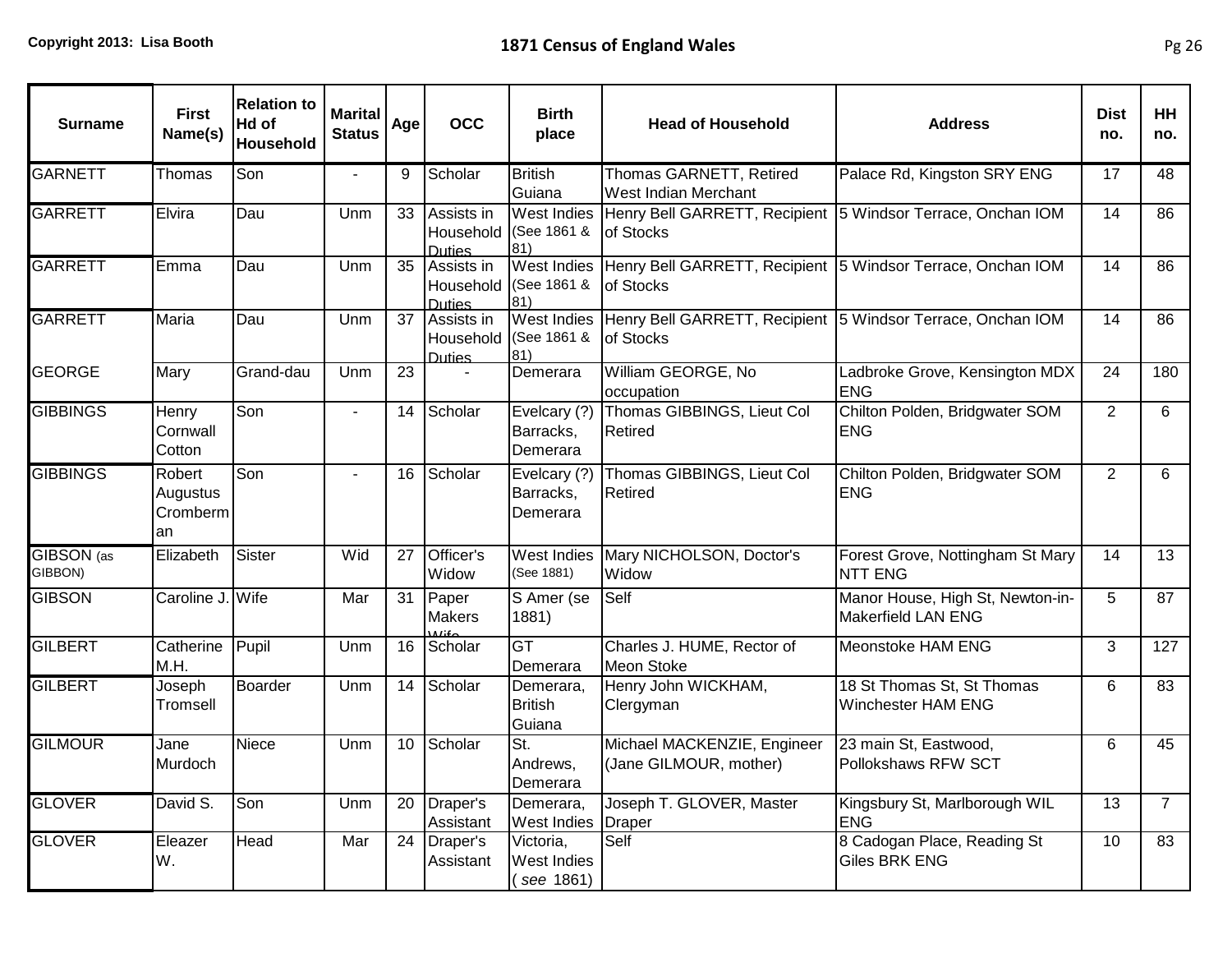| Surname | First Name(s) | Relation to Hd of Household | Marital Status | Age | OCC | Birth place | Head of Household | Address | Dist no. | HH no. |
|---|---|---|---|---|---|---|---|---|---|---|
| GARNETT | Thomas | Son | - | 9 | Scholar | British Guiana | Thomas GARNETT, Retired West Indian Merchant | Palace Rd, Kingston SRY ENG | 17 | 48 |
| GARRETT | Elvira | Dau | Unm | 33 | Assists in Household Duties | West Indies (See 1861 & 81) | Henry Bell GARRETT, Recipient of Stocks | 5 Windsor Terrace, Onchan IOM | 14 | 86 |
| GARRETT | Emma | Dau | Unm | 35 | Assists in Household Duties | West Indies (See 1861 & 81) | Henry Bell GARRETT, Recipient of Stocks | 5 Windsor Terrace, Onchan IOM | 14 | 86 |
| GARRETT | Maria | Dau | Unm | 37 | Assists in Household Duties | West Indies (See 1861 & 81) | Henry Bell GARRETT, Recipient of Stocks | 5 Windsor Terrace, Onchan IOM | 14 | 86 |
| GEORGE | Mary | Grand-dau | Unm | 23 | - | Demerara | William GEORGE, No occupation | Ladbroke Grove, Kensington MDX ENG | 24 | 180 |
| GIBBINGS | Henry Cornwall Cotton | Son | - | 14 | Scholar | Evelcary (?) Barracks, Demerara | Thomas GIBBINGS, Lieut Col Retired | Chilton Polden, Bridgwater SOM ENG | 2 | 6 |
| GIBBINGS | Robert Augustus Cromberman | Son | - | 16 | Scholar | Evelcary (?) Barracks, Demerara | Thomas GIBBINGS, Lieut Col Retired | Chilton Polden, Bridgwater SOM ENG | 2 | 6 |
| GIBSON (as GIBBON) | Elizabeth | Sister | Wid | 27 | Officer's Widow | West Indies (See 1881) | Mary NICHOLSON, Doctor's Widow | Forest Grove, Nottingham St Mary NTT ENG | 14 | 13 |
| GIBSON | Caroline J. | Wife | Mar | 31 | Paper Makers Wife | S Amer (se 1881) | Self | Manor House, High St, Newton-in-Makerfield LAN ENG | 5 | 87 |
| GILBERT | Catherine M.H. | Pupil | Unm | 16 | Scholar | GT Demerara | Charles J. HUME, Rector of Meon Stoke | Meonstoke HAM ENG | 3 | 127 |
| GILBERT | Joseph Tromsell | Boarder | Unm | 14 | Scholar | Demerara, British Guiana | Henry John WICKHAM, Clergyman | 18 St Thomas St, St Thomas Winchester HAM ENG | 6 | 83 |
| GILMOUR | Jane Murdoch | Niece | Unm | 10 | Scholar | St. Andrews, Demerara | Michael MACKENZIE, Engineer (Jane GILMOUR, mother) | 23 main St, Eastwood, Pollokshaws RFW SCT | 6 | 45 |
| GLOVER | David S. | Son | Unm | 20 | Draper's Assistant | Demerara, West Indies | Joseph T. GLOVER, Master Draper | Kingsbury St, Marlborough WIL ENG | 13 | 7 |
| GLOVER | Eleazer W. | Head | Mar | 24 | Draper's Assistant | Victoria, West Indies ( *see* 1861) | Self | 8 Cadogan Place, Reading St Giles BRK ENG | 10 | 83 |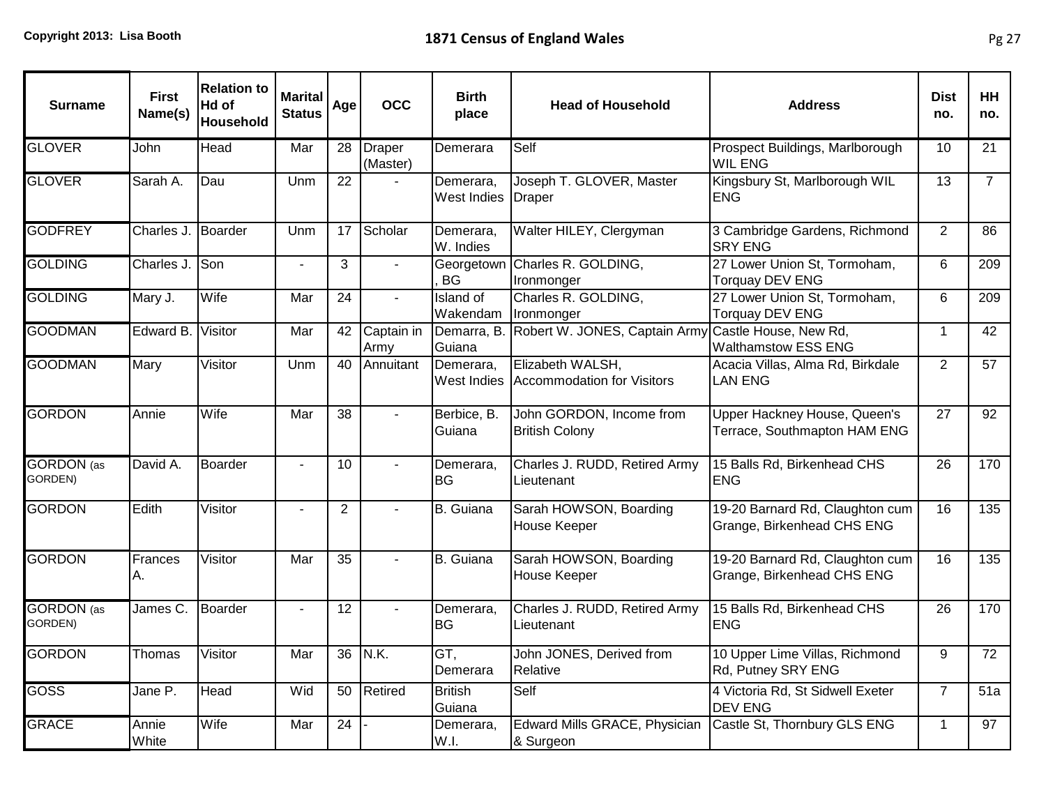| Surname | First Name(s) | Relation to Hd of Household | Marital Status | Age | OCC | Birth place | Head of Household | Address | Dist no. | HH no. |
|---|---|---|---|---|---|---|---|---|---|---|
| GLOVER | John | Head | Mar | 28 | Draper (Master) | Demerara | Self | Prospect Buildings, Marlborough WIL ENG | 10 | 21 |
| GLOVER | Sarah A. | Dau | Unm | 22 | - | Demerara, West Indies | Joseph T. GLOVER, Master Draper | Kingsbury St, Marlborough WIL ENG | 13 | 7 |
| GODFREY | Charles J. | Boarder | Unm | 17 | Scholar | Demerara, W. Indies | Walter HILEY, Clergyman | 3 Cambridge Gardens, Richmond SRY ENG | 2 | 86 |
| GOLDING | Charles J. | Son | - | 3 | - | Georgetown, BG | Charles R. GOLDING, Ironmonger | 27 Lower Union St, Tormoham, Torquay DEV ENG | 6 | 209 |
| GOLDING | Mary J. | Wife | Mar | 24 | - | Island of Wakendam | Charles R. GOLDING, Ironmonger | 27 Lower Union St, Tormoham, Torquay DEV ENG | 6 | 209 |
| GOODMAN | Edward B. | Visitor | Mar | 42 | Captain in Army | Demarra, B. Guiana | Robert W. JONES, Captain Army | Castle House, New Rd, Walthamstow ESS ENG | 1 | 42 |
| GOODMAN | Mary | Visitor | Unm | 40 | Annuitant | Demerara, West Indies | Elizabeth WALSH, Accommodation for Visitors | Acacia Villas, Alma Rd, Birkdale LAN ENG | 2 | 57 |
| GORDON | Annie | Wife | Mar | 38 | - | Berbice, B. Guiana | John GORDON, Income from British Colony | Upper Hackney House, Queen's Terrace, Southmapton HAM ENG | 27 | 92 |
| GORDON (as GORDEN) | David A. | Boarder | - | 10 | - | Demerara, BG | Charles J. RUDD, Retired Army Lieutenant | 15 Balls Rd, Birkenhead CHS ENG | 26 | 170 |
| GORDON | Edith | Visitor | - | 2 | - | B. Guiana | Sarah HOWSON, Boarding House Keeper | 19-20 Barnard Rd, Claughton cum Grange, Birkenhead CHS ENG | 16 | 135 |
| GORDON | Frances A. | Visitor | Mar | 35 | - | B. Guiana | Sarah HOWSON, Boarding House Keeper | 19-20 Barnard Rd, Claughton cum Grange, Birkenhead CHS ENG | 16 | 135 |
| GORDON (as GORDEN) | James C. | Boarder | - | 12 | - | Demerara, BG | Charles J. RUDD, Retired Army Lieutenant | 15 Balls Rd, Birkenhead CHS ENG | 26 | 170 |
| GORDON | Thomas | Visitor | Mar | 36 | N.K. | GT, Demerara | John JONES, Derived from Relative | 10 Upper Lime Villas, Richmond Rd, Putney SRY ENG | 9 | 72 |
| GOSS | Jane P. | Head | Wid | 50 | Retired | British Guiana | Self | 4 Victoria Rd, St Sidwell Exeter DEV ENG | 7 | 51a |
| GRACE | Annie White | Wife | Mar | 24 | - | Demerara, W.I. | Edward Mills GRACE, Physician & Surgeon | Castle St, Thornbury GLS ENG | 1 | 97 |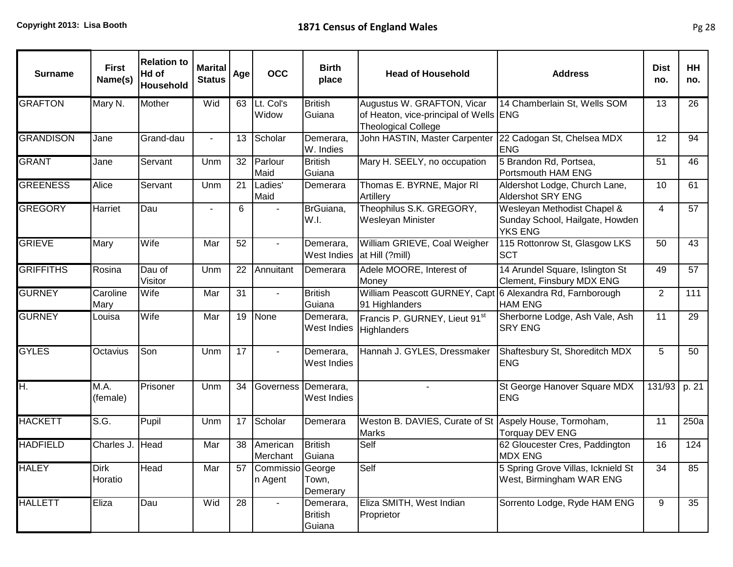| Surname | First Name(s) | Relation to Hd of Household | Marital Status | Age | OCC | Birth place | Head of Household | Address | Dist no. | HH no. |
|---|---|---|---|---|---|---|---|---|---|---|
| GRAFTON | Mary N. | Mother | Wid | 63 | Lt. Col's Widow | British Guiana | Augustus W. GRAFTON, Vicar of Heaton, vice-principal of Wells Theological College | 14 Chamberlain St, Wells SOM ENG | 13 | 26 |
| GRANDISON | Jane | Grand-dau | - | 13 | Scholar | Demerara, W. Indies | John HASTIN, Master Carpenter | 22 Cadogan St, Chelsea MDX ENG | 12 | 94 |
| GRANT | Jane | Servant | Unm | 32 | Parlour Maid | British Guiana | Mary H. SEELY, no occupation | 5 Brandon Rd, Portsea, Portsmouth HAM ENG | 51 | 46 |
| GREENESS | Alice | Servant | Unm | 21 | Ladies' Maid | Demerara | Thomas E. BYRNE, Major Rl Artillery | Aldershot Lodge, Church Lane, Aldershot SRY ENG | 10 | 61 |
| GREGORY | Harriet | Dau | - | 6 | - | BrGuiana, W.I. | Theophilus S.K. GREGORY, Wesleyan Minister | Wesleyan Methodist Chapel & Sunday School, Hailgate, Howden YKS ENG | 4 | 57 |
| GRIEVE | Mary | Wife | Mar | 52 | - | Demerara, West Indies | William GRIEVE, Coal Weigher at Hill (?mill) | 115 Rottonrow St, Glasgow LKS SCT | 50 | 43 |
| GRIFFITHS | Rosina | Dau of Visitor | Unm | 22 | Annuitant | Demerara | Adele MOORE, Interest of Money | 14 Arundel Square, Islington St Clement, Finsbury MDX ENG | 49 | 57 |
| GURNEY | Caroline Mary | Wife | Mar | 31 | - | British Guiana | William Peascott GURNEY, Capt 91 Highlanders | 6 Alexandra Rd, Farnborough HAM ENG | 2 | 111 |
| GURNEY | Louisa | Wife | Mar | 19 | None | Demerara, West Indies | Francis P. GURNEY, Lieut 91st Highlanders | Sherborne Lodge, Ash Vale, Ash SRY ENG | 11 | 29 |
| GYLES | Octavius | Son | Unm | 17 | - | Demerara, West Indies | Hannah J. GYLES, Dressmaker | Shaftesbury St, Shoreditch MDX ENG | 5 | 50 |
| H. | M.A. (female) | Prisoner | Unm | 34 | Governess | Demerara, West Indies | - | St George Hanover Square MDX ENG | 131/93 | p. 21 |
| HACKETT | S.G. | Pupil | Unm | 17 | Scholar | Demerara | Weston B. DAVIES, Curate of St Marks | Aspely House, Tormoham, Torquay DEV ENG | 11 | 250a |
| HADFIELD | Charles J. | Head | Mar | 38 | American Merchant | British Guiana | Self | 62 Gloucester Cres, Paddington MDX ENG | 16 | 124 |
| HALEY | Dirk Horatio | Head | Mar | 57 | Commission Agent | George Town, Demerary | Self | 5 Spring Grove Villas, Icknield St West, Birmingham WAR ENG | 34 | 85 |
| HALLETT | Eliza | Dau | Wid | 28 | - | Demerara, British Guiana | Eliza SMITH, West Indian Proprietor | Sorrento Lodge, Ryde HAM ENG | 9 | 35 |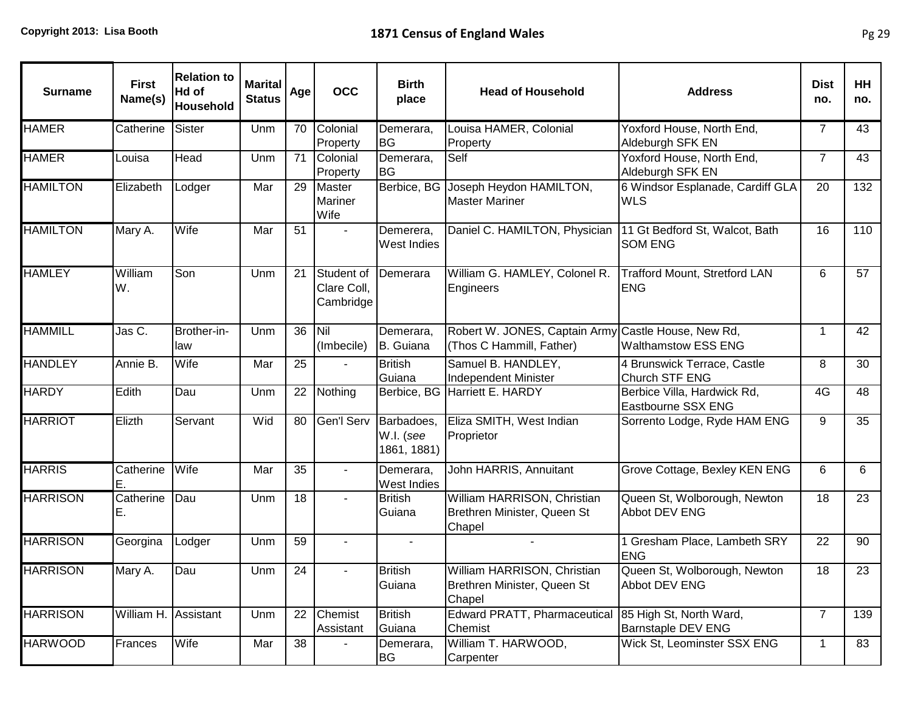| Surname | First Name(s) | Relation to Hd of Household | Marital Status | Age | OCC | Birth place | Head of Household | Address | Dist no. | HH no. |
|---|---|---|---|---|---|---|---|---|---|---|
| HAMER | Catherine | Sister | Unm | 70 | Colonial Property | Demerara, BG | Louisa HAMER, Colonial Property | Yoxford House, North End, Aldeburgh SFK EN | 7 | 43 |
| HAMER | Louisa | Head | Unm | 71 | Colonial Property | Demerara, BG | Self | Yoxford House, North End, Aldeburgh SFK EN | 7 | 43 |
| HAMILTON | Elizabeth | Lodger | Mar | 29 | Master Mariner Wife | Berbice, BG | Joseph Heydon HAMILTON, Master Mariner | 6 Windsor Esplanade, Cardiff GLA WLS | 20 | 132 |
| HAMILTON | Mary A. | Wife | Mar | 51 | - | Demerera, West Indies | Daniel C. HAMILTON, Physician | 11 Gt Bedford St, Walcot, Bath SOM ENG | 16 | 110 |
| HAMLEY | William W. | Son | Unm | 21 | Student of Clare Coll, Cambridge | Demerara | William G. HAMLEY, Colonel R. Engineers | Trafford Mount, Stretford LAN ENG | 6 | 57 |
| HAMMILL | Jas C. | Brother-in-law | Unm | 36 | Nil (Imbecile) | Demerara, B. Guiana | Robert W. JONES, Captain Army (Thos C Hammill, Father) | Castle House, New Rd, Walthamstow ESS ENG | 1 | 42 |
| HANDLEY | Annie B. | Wife | Mar | 25 | - | British Guiana | Samuel B. HANDLEY, Independent Minister | 4 Brunswick Terrace, Castle Church STF ENG | 8 | 30 |
| HARDY | Edith | Dau | Unm | 22 | Nothing | Berbice, BG | Harriett E. HARDY | Berbice Villa, Hardwick Rd, Eastbourne SSX ENG | 4G | 48 |
| HARRIOT | Elizth | Servant | Wid | 80 | Gen'l Serv | Barbadoes, W.I. (*see* 1861, 1881) | Eliza SMITH, West Indian Proprietor | Sorrento Lodge, Ryde HAM ENG | 9 | 35 |
| HARRIS | Catherine E. | Wife | Mar | 35 | - | Demerara, West Indies | John HARRIS, Annuitant | Grove Cottage, Bexley KEN ENG | 6 | 6 |
| HARRISON | Catherine E. | Dau | Unm | 18 | - | British Guiana | William HARRISON, Christian Brethren Minister, Queen St Chapel | Queen St, Wolborough, Newton Abbot DEV ENG | 18 | 23 |
| HARRISON | Georgina | Lodger | Unm | 59 | - | - | - | 1 Gresham Place, Lambeth SRY ENG | 22 | 90 |
| HARRISON | Mary A. | Dau | Unm | 24 | - | British Guiana | William HARRISON, Christian Brethren Minister, Queen St Chapel | Queen St, Wolborough, Newton Abbot DEV ENG | 18 | 23 |
| HARRISON | William H. | Assistant | Unm | 22 | Chemist Assistant | British Guiana | Edward PRATT, Pharmaceutical Chemist | 85 High St, North Ward, Barnstaple DEV ENG | 7 | 139 |
| HARWOOD | Frances | Wife | Mar | 38 | - | Demerara, BG | William T. HARWOOD, Carpenter | Wick St, Leominster SSX ENG | 1 | 83 |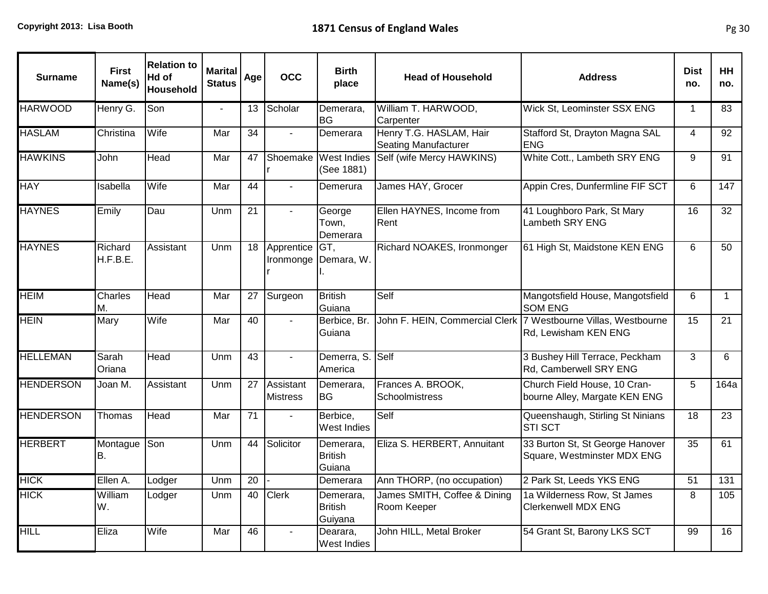| Surname | First Name(s) | Relation to Hd of Household | Marital Status | Age | OCC | Birth place | Head of Household | Address | Dist no. | HH no. |
|---|---|---|---|---|---|---|---|---|---|---|
| HARWOOD | Henry G. | Son | - | 13 | Scholar | Demerara, BG | William T. HARWOOD, Carpenter | Wick St, Leominster SSX ENG | 1 | 83 |
| HASLAM | Christina | Wife | Mar | 34 | - | Demerara | Henry T.G. HASLAM, Hair Seating Manufacturer | Stafford St, Drayton Magna SAL ENG | 4 | 92 |
| HAWKINS | John | Head | Mar | 47 | Shoemaker | West Indies (See 1881) | Self (wife Mercy HAWKINS) | White Cott., Lambeth SRY ENG | 9 | 91 |
| HAY | Isabella | Wife | Mar | 44 | - | Demerura | James HAY, Grocer | Appin Cres, Dunfermline FIF SCT | 6 | 147 |
| HAYNES | Emily | Dau | Unm | 21 | - | George Town, Demerara | Ellen HAYNES, Income from Rent | 41 Loughboro Park, St Mary Lambeth SRY ENG | 16 | 32 |
| HAYNES | Richard H.F.B.E. | Assistant | Unm | 18 | Apprentice Ironmonger | GT, Demara, W. I. | Richard NOAKES, Ironmonger | 61 High St, Maidstone KEN ENG | 6 | 50 |
| HEIM | Charles M. | Head | Mar | 27 | Surgeon | British Guiana | Self | Mangotsfield House, Mangotsfield SOM ENG | 6 | 1 |
| HEIN | Mary | Wife | Mar | 40 | - | Berbice, Br. Guiana | John F. HEIN, Commercial Clerk | 7 Westbourne Villas, Westbourne Rd, Lewisham KEN ENG | 15 | 21 |
| HELLEMAN | Sarah Oriana | Head | Unm | 43 | - | Demerra, S. America | Self | 3 Bushey Hill Terrace, Peckham Rd, Camberwell SRY ENG | 3 | 6 |
| HENDERSON | Joan M. | Assistant | Unm | 27 | Assistant Mistress | Demerara, BG | Frances A. BROOK, Schoolmistress | Church Field House, 10 Cran-bourne Alley, Margate KEN ENG | 5 | 164a |
| HENDERSON | Thomas | Head | Mar | 71 | - | Berbice, West Indies | Self | Queenshaugh, Stirling St Ninians STI SCT | 18 | 23 |
| HERBERT | Montague B. | Son | Unm | 44 | Solicitor | Demerara, British Guiana | Eliza S. HERBERT, Annuitant | 33 Burton St, St George Hanover Square, Westminster MDX ENG | 35 | 61 |
| HICK | Ellen A. | Lodger | Unm | 20 | - | Demerara | Ann THORP, (no occupation) | 2 Park St, Leeds YKS ENG | 51 | 131 |
| HICK | William W. | Lodger | Unm | 40 | Clerk | Demerara, British Guiyana | James SMITH, Coffee & Dining Room Keeper | 1a Wilderness Row, St James Clerkenwell MDX ENG | 8 | 105 |
| HILL | Eliza | Wife | Mar | 46 | - | Dearara, West Indies | John HILL, Metal Broker | 54 Grant St, Barony LKS SCT | 99 | 16 |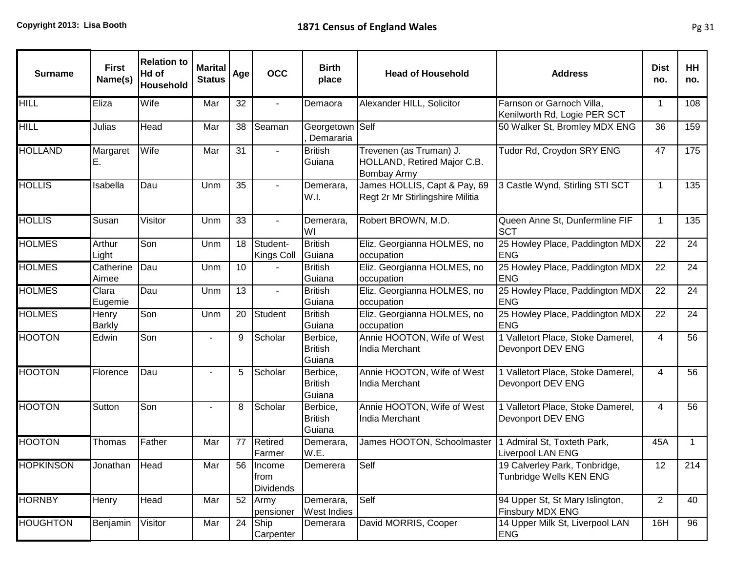# 1871 Census of England Wales

| Surname | First Name(s) | Relation to Hd of Household | Marital Status | Age | OCC | Birth place | Head of Household | Address | Dist no. | HH no. |
|---|---|---|---|---|---|---|---|---|---|---|
| HILL | Eliza | Wife | Mar | 32 | - | Demaora | Alexander HILL, Solicitor | Farnson or Garnoch Villa, Kenilworth Rd, Logie PER SCT | 1 | 108 |
| HILL | Julias | Head | Mar | 38 | Seaman | Georgetown, Demararia | Self | 50 Walker St, Bromley MDX ENG | 36 | 159 |
| HOLLAND | Margaret E. | Wife | Mar | 31 | - | British Guiana | Trevenen (as Truman) J. HOLLAND, Retired Major C.B. Bombay Army | Tudor Rd, Croydon SRY ENG | 47 | 175 |
| HOLLIS | Isabella | Dau | Unm | 35 | - | Demerara, W.I. | James HOLLIS, Capt & Pay, 69 Regt 2r Mr Stirlingshire Militia | 3 Castle Wynd, Stirling STI SCT | 1 | 135 |
| HOLLIS | Susan | Visitor | Unm | 33 | - | Demerara, WI | Robert BROWN, M.D. | Queen Anne St, Dunfermline FIF SCT | 1 | 135 |
| HOLMES | Arthur Light | Son | Unm | 18 | Student-Kings Coll | British Guiana | Eliz. Georgianna HOLMES, no occupation | 25 Howley Place, Paddington MDX ENG | 22 | 24 |
| HOLMES | Catherine Aimee | Dau | Unm | 10 | - | British Guiana | Eliz. Georgianna HOLMES, no occupation | 25 Howley Place, Paddington MDX ENG | 22 | 24 |
| HOLMES | Clara Eugemie | Dau | Unm | 13 | - | British Guiana | Eliz. Georgianna HOLMES, no occupation | 25 Howley Place, Paddington MDX ENG | 22 | 24 |
| HOLMES | Henry Barkly | Son | Unm | 20 | Student | British Guiana | Eliz. Georgianna HOLMES, no occupation | 25 Howley Place, Paddington MDX ENG | 22 | 24 |
| HOOTON | Edwin | Son | - | 9 | Scholar | Berbice, British Guiana | Annie HOOTON, Wife of West India Merchant | 1 Valletort Place, Stoke Damerel, Devonport DEV ENG | 4 | 56 |
| HOOTON | Florence | Dau | - | 5 | Scholar | Berbice, British Guiana | Annie HOOTON, Wife of West India Merchant | 1 Valletort Place, Stoke Damerel, Devonport DEV ENG | 4 | 56 |
| HOOTON | Sutton | Son | - | 8 | Scholar | Berbice, British Guiana | Annie HOOTON, Wife of West India Merchant | 1 Valletort Place, Stoke Damerel, Devonport DEV ENG | 4 | 56 |
| HOOTON | Thomas | Father | Mar | 77 | Retired Farmer | Demerara, W.E. | James HOOTON, Schoolmaster | 1 Admiral St, Toxteth Park, Liverpool LAN ENG | 45A | 1 |
| HOPKINSON | Jonathan | Head | Mar | 56 | Income from Dividends | Demerera | Self | 19 Calverley Park, Tonbridge, Tunbridge Wells KEN ENG | 12 | 214 |
| HORNBY | Henry | Head | Mar | 52 | Army pensioner | Demerara, West Indies | Self | 94 Upper St, St Mary Islington, Finsbury MDX ENG | 2 | 40 |
| HOUGHTON | Benjamin | Visitor | Mar | 24 | Ship Carpenter | Demerara | David MORRIS, Cooper | 14 Upper Milk St, Liverpool LAN ENG | 16H | 96 |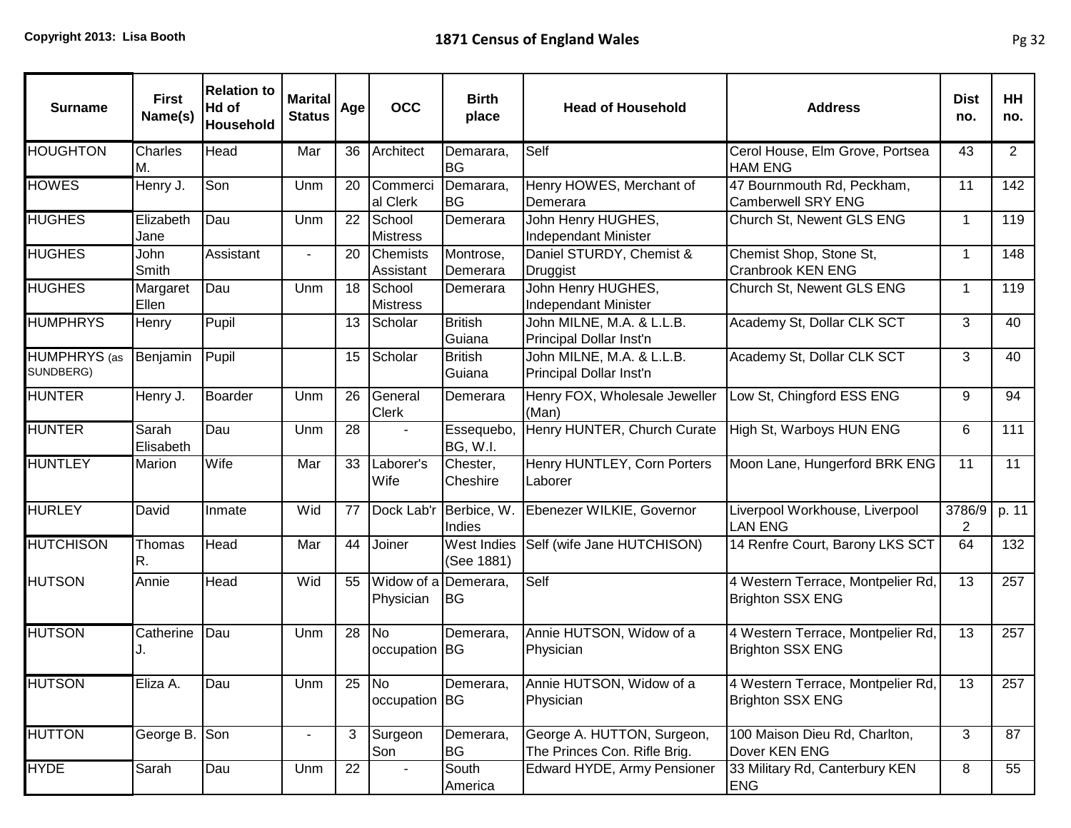## 1871 Census of England Wales

| Surname | First Name(s) | Relation to Hd of Household | Marital Status | Age | OCC | Birth place | Head of Household | Address | Dist no. | HH no. |
|---|---|---|---|---|---|---|---|---|---|---|
| HOUGHTON | Charles M. | Head | Mar | 36 | Architect | Demarara, BG | Self | Cerol House, Elm Grove, Portsea HAM ENG | 43 | 2 |
| HOWES | Henry J. | Son | Unm | 20 | Commercial Clerk | Demarara, BG | Henry HOWES, Merchant of Demerara | 47 Bournmouth Rd, Peckham, Camberwell SRY ENG | 11 | 142 |
| HUGHES | Elizabeth Jane | Dau | Unm | 22 | School Mistress | Demerara | John Henry HUGHES, Independant Minister | Church St, Newent GLS ENG | 1 | 119 |
| HUGHES | John Smith | Assistant | - | 20 | Chemists Assistant | Montrose, Demerara | Daniel STURDY, Chemist & Druggist | Chemist Shop, Stone St, Cranbrook KEN ENG | 1 | 148 |
| HUGHES | Margaret Ellen | Dau | Unm | 18 | School Mistress | Demerara | John Henry HUGHES, Independant Minister | Church St, Newent GLS ENG | 1 | 119 |
| HUMPHRYS | Henry | Pupil | | 13 | Scholar | British Guiana | John MILNE, M.A. & L.L.B. Principal Dollar Inst'n | Academy St, Dollar CLK SCT | 3 | 40 |
| HUMPHRYS (as SUNDBERG) | Benjamin | Pupil | | 15 | Scholar | British Guiana | John MILNE, M.A. & L.L.B. Principal Dollar Inst'n | Academy St, Dollar CLK SCT | 3 | 40 |
| HUNTER | Henry J. | Boarder | Unm | 26 | General Clerk | Demerara | Henry FOX, Wholesale Jeweller (Man) | Low St, Chingford ESS ENG | 9 | 94 |
| HUNTER | Sarah Elisabeth | Dau | Unm | 28 | - | Essequebo, BG, W.I. | Henry HUNTER, Church Curate | High St, Warboys HUN ENG | 6 | 111 |
| HUNTLEY | Marion | Wife | Mar | 33 | Laborer's Wife | Chester, Cheshire | Henry HUNTLEY, Corn Porters Laborer | Moon Lane, Hungerford BRK ENG | 11 | 11 |
| HURLEY | David | Inmate | Wid | 77 | Dock Lab'r | Berbice, W. Indies | Ebenezer WILKIE, Governor | Liverpool Workhouse, Liverpool LAN ENG | 3786/92 | p. 11 |
| HUTCHISON | Thomas R. | Head | Mar | 44 | Joiner | West Indies (See 1881) | Self (wife Jane HUTCHISON) | 14 Renfre Court, Barony LKS SCT | 64 | 132 |
| HUTSON | Annie | Head | Wid | 55 | Widow of a Physician | Demerara, BG | Self | 4 Western Terrace, Montpelier Rd, Brighton SSX ENG | 13 | 257 |
| HUTSON | Catherine J. | Dau | Unm | 28 | No occupation | Demerara, BG | Annie HUTSON, Widow of a Physician | 4 Western Terrace, Montpelier Rd, Brighton SSX ENG | 13 | 257 |
| HUTSON | Eliza A. | Dau | Unm | 25 | No occupation | Demerara, BG | Annie HUTSON, Widow of a Physician | 4 Western Terrace, Montpelier Rd, Brighton SSX ENG | 13 | 257 |
| HUTTON | George B. | Son | - | 3 | Surgeon Son | Demerara, BG | George A. HUTTON, Surgeon, The Princes Con. Rifle Brig. | 100 Maison Dieu Rd, Charlton, Dover KEN ENG | 3 | 87 |
| HYDE | Sarah | Dau | Unm | 22 | - | South America | Edward HYDE, Army Pensioner | 33 Military Rd, Canterbury KEN ENG | 8 | 55 |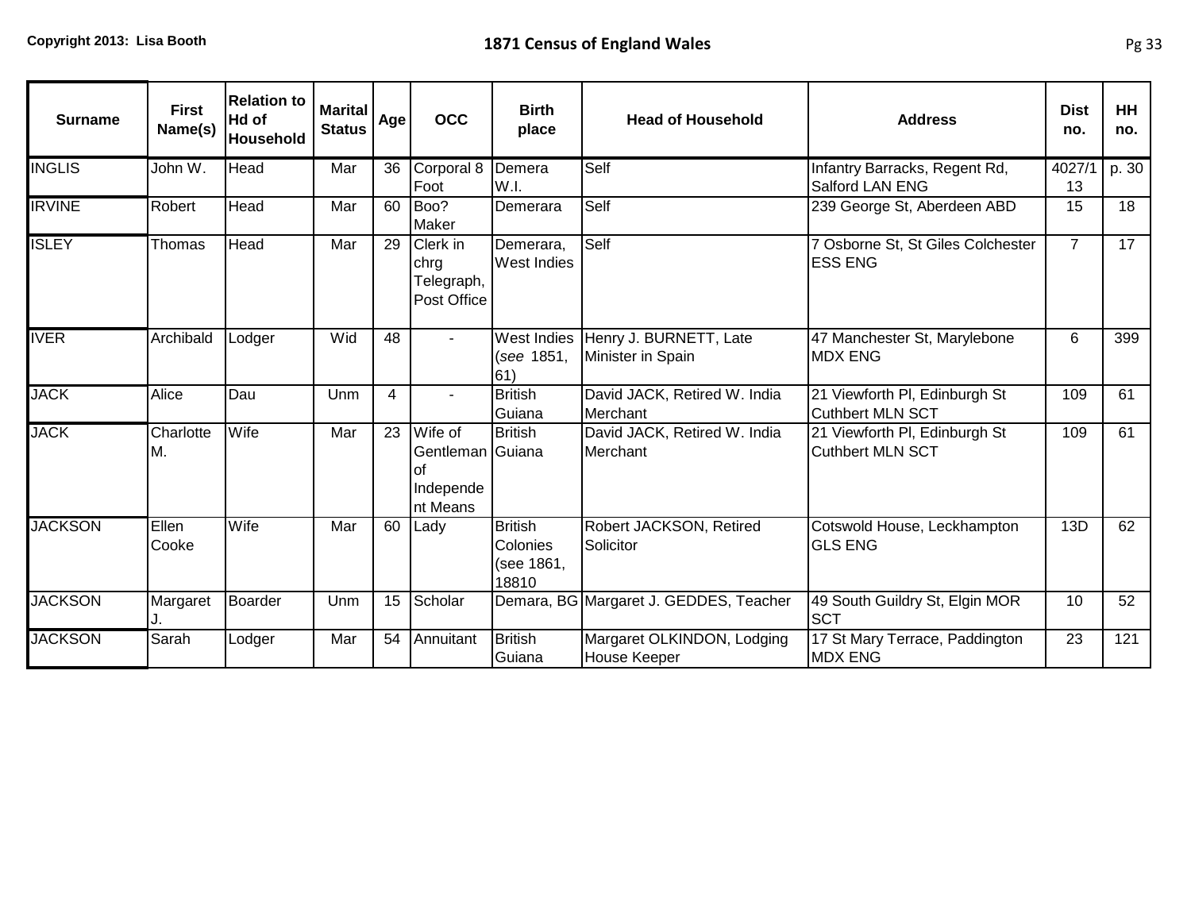| Surname | First Name(s) | Relation to Hd of Household | Marital Status | Age | OCC | Birth place | Head of Household | Address | Dist no. | HH no. |
|---|---|---|---|---|---|---|---|---|---|---|
| INGLIS | John W. | Head | Mar | 36 | Corporal 8 Foot | Demera W.I. | Self | Infantry Barracks, Regent Rd, Salford LAN ENG | 4027/113 | p. 30 |
| IRVINE | Robert | Head | Mar | 60 | Boo? Maker | Demerara | Self | 239 George St, Aberdeen ABD | 15 | 18 |
| ISLEY | Thomas | Head | Mar | 29 | Clerk in chrg Telegraph, Post Office | Demerara, West Indies | Self | 7 Osborne St, St Giles Colchester ESS ENG | 7 | 17 |
| IVER | Archibald | Lodger | Wid | 48 | - | West Indies (*see* 1851, 61) | Henry J. BURNETT, Late Minister in Spain | 47 Manchester St, Marylebone MDX ENG | 6 | 399 |
| JACK | Alice | Dau | Unm | 4 | - | British Guiana | David JACK, Retired W. India Merchant | 21 Viewforth Pl, Edinburgh St Cuthbert MLN SCT | 109 | 61 |
| JACK | Charlotte M. | Wife | Mar | 23 | Wife of Gentleman of Independent Means | British Guiana | David JACK, Retired W. India Merchant | 21 Viewforth Pl, Edinburgh St Cuthbert MLN SCT | 109 | 61 |
| JACKSON | Ellen Cooke | Wife | Mar | 60 | Lady | British Colonies (see 1861, 18810 | Robert JACKSON, Retired Solicitor | Cotswold House, Leckhampton GLS ENG | 13D | 62 |
| JACKSON | Margaret J. | Boarder | Unm | 15 | Scholar | Demara, BG | Margaret J. GEDDES, Teacher | 49 South Guildry St, Elgin MOR SCT | 10 | 52 |
| JACKSON | Sarah | Lodger | Mar | 54 | Annuitant | British Guiana | Margaret OLKINDON, Lodging House Keeper | 17 St Mary Terrace, Paddington MDX ENG | 23 | 121 |